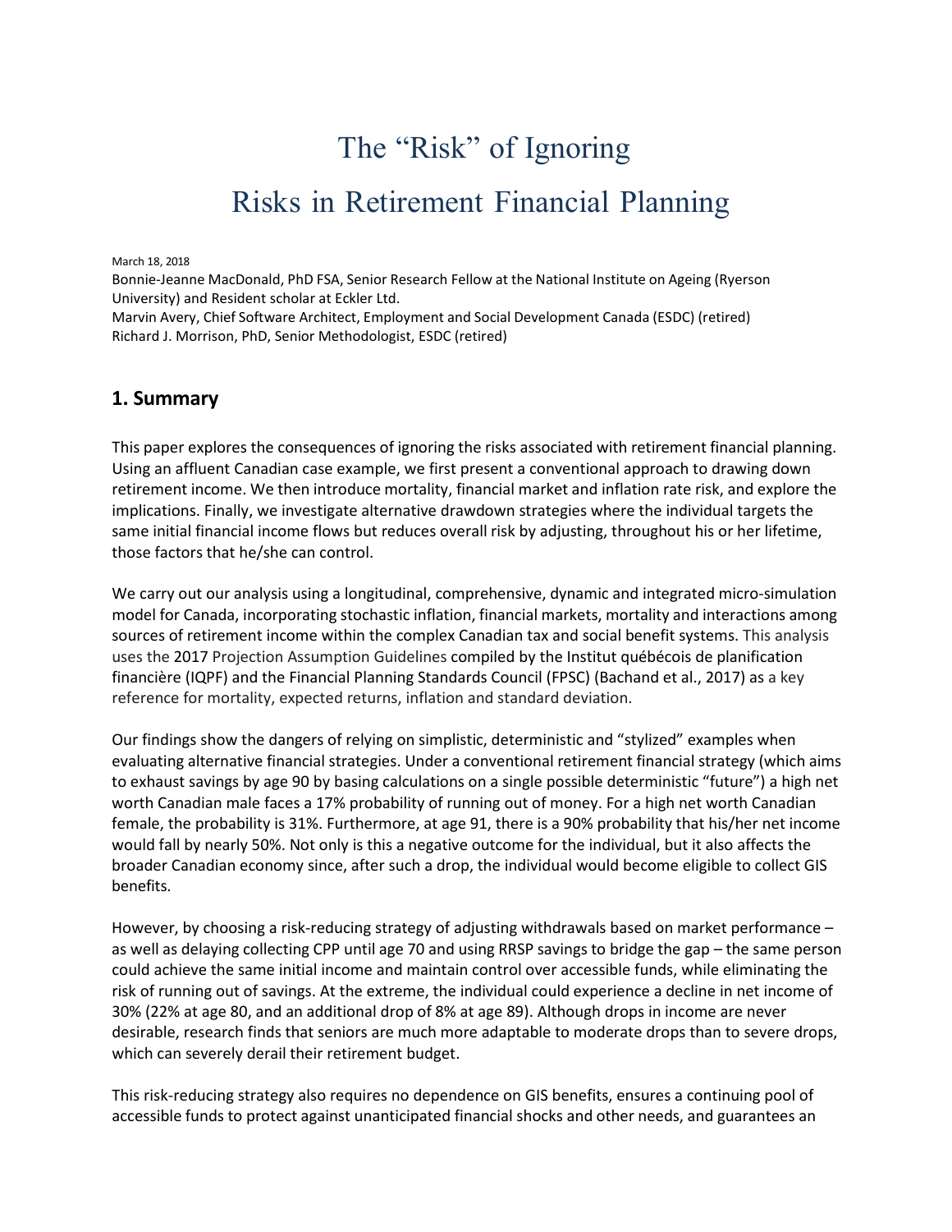# The "Risk" of Ignoring Risks in Retirement Financial Planning

March 18, 2018

Bonnie-Jeanne MacDonald, PhD FSA, Senior Research Fellow at the National Institute on Ageing (Ryerson University) and Resident scholar at Eckler Ltd.

Marvin Avery, Chief Software Architect, Employment and Social Development Canada (ESDC) (retired)

Richard J. Morrison, PhD, Senior Methodologist, ESDC (retired)

## 1. Summary

This paper explores the consequences of ignoring the risks associated with retirement financial planning. Using an affluent Canadian case example, we first present a conventional approach to drawing down retirement income. We then introduce mortality, financial market and inflation rate risk, and explore the implications. Finally, we investigate alternative drawdown strategies where the individual targets the same initial financial income flows but reduces overall risk by adjusting, throughout his or her lifetime, those factors that he/she can control.

We carry out our analysis using a longitudinal, comprehensive, dynamic and integrated micro-simulation model for Canada, incorporating stochastic inflation, financial markets, mortality and interactions among sources of retirement income within the complex Canadian tax and social benefit systems. This analysis uses the 2017 Projection Assumption Guidelines compiled by the Institut québécois de planification financière (IQPF) and the Financial Planning Standards Council (FPSC) (Bachand et al., 2017) as a key reference for mortality, expected returns, inflation and standard deviation.

Our findings show the dangers of relying on simplistic, deterministic and "stylized" examples when evaluating alternative financial strategies. Under a conventional retirement financial strategy (which aims to exhaust savings by age 90 by basing calculations on a single possible deterministic "future") a high net worth Canadian male faces a 17% probability of running out of money. For a high net worth Canadian female, the probability is 31%. Furthermore, at age 91, there is a 90% probability that his/her net income would fall by nearly 50%. Not only is this a negative outcome for the individual, but it also affects the broader Canadian economy since, after such a drop, the individual would become eligible to collect GIS benefits.

However, by choosing a risk-reducing strategy of adjusting withdrawals based on market performance – as well as delaying collecting CPP until age 70 and using RRSP savings to bridge the gap – the same person could achieve the same initial income and maintain control over accessible funds, while eliminating the risk of running out of savings. At the extreme, the individual could experience a decline in net income of 30% (22% at age 80, and an additional drop of 8% at age 89). Although drops in income are never desirable, research finds that seniors are much more adaptable to moderate drops than to severe drops, which can severely derail their retirement budget.

This risk-reducing strategy also requires no dependence on GIS benefits, ensures a continuing pool of accessible funds to protect against unanticipated financial shocks and other needs, and guarantees an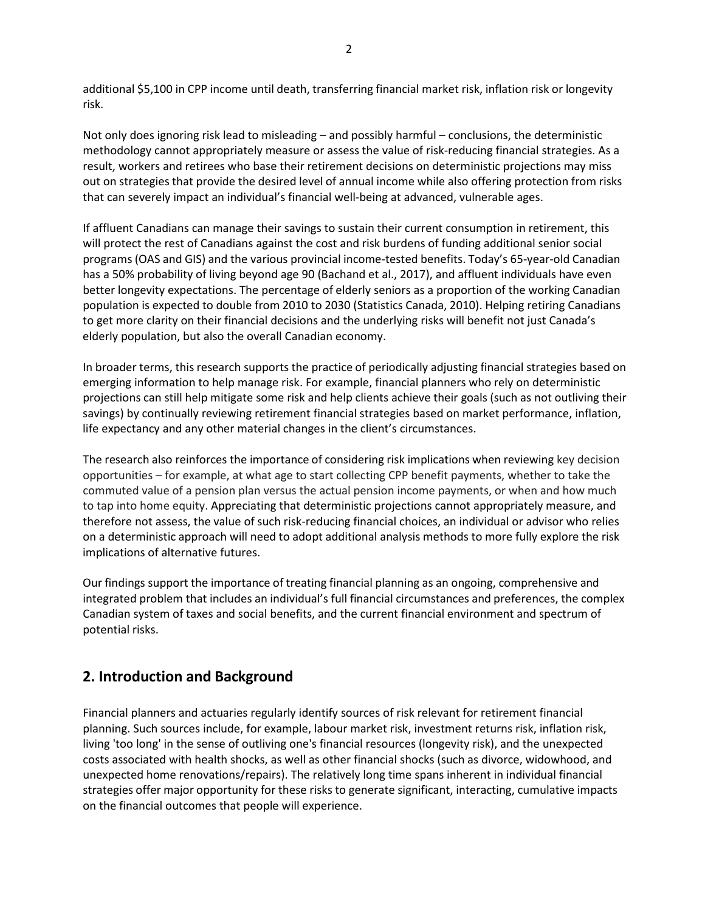additional $5,100 in CPP income until death, transferring financial market risk, inflation risk or longevity risk.

Not only does ignoring risk lead to misleading – and possibly harmful – conclusions, the deterministic methodology cannot appropriately measure or assess the value of risk-reducing financial strategies. As a result, workers and retirees who base their retirement decisions on deterministic projections may miss out on strategies that provide the desired level of annual income while also offering protection from risks that can severely impact an individual's financial well-being at advanced, vulnerable ages.

If affluent Canadians can manage their savings to sustain their current consumption in retirement, this will protect the rest of Canadians against the cost and risk burdens of funding additional senior social programs (OAS and GIS) and the various provincial income-tested benefits. Today's 65-year-old Canadian has a 50% probability of living beyond age 90 (Bachand et al., 2017), and affluent individuals have even better longevity expectations. The percentage of elderly seniors as a proportion of the working Canadian population is expected to double from 2010 to 2030 (Statistics Canada, 2010). Helping retiring Canadians to get more clarity on their financial decisions and the underlying risks will benefit not just Canada's elderly population, but also the overall Canadian economy.

In broader terms, this research supports the practice of periodically adjusting financial strategies based on emerging information to help manage risk. For example, financial planners who rely on deterministic projections can still help mitigate some risk and help clients achieve their goals (such as not outliving their savings) by continually reviewing retirement financial strategies based on market performance, inflation, life expectancy and any other material changes in the client's circumstances.

The research also reinforces the importance of considering risk implications when reviewing key decision opportunities – for example, at what age to start collecting CPP benefit payments, whether to take the commuted value of a pension plan versus the actual pension income payments, or when and how much to tap into home equity. Appreciating that deterministic projections cannot appropriately measure, and therefore not assess, the value of such risk-reducing financial choices, an individual or advisor who relies on a deterministic approach will need to adopt additional analysis methods to more fully explore the risk implications of alternative futures.

Our findings support the importance of treating financial planning as an ongoing, comprehensive and integrated problem that includes an individual's full financial circumstances and preferences, the complex Canadian system of taxes and social benefits, and the current financial environment and spectrum of potential risks.

## 2. Introduction and Background

Financial planners and actuaries regularly identify sources of risk relevant for retirement financial planning. Such sources include, for example, labour market risk, investment returns risk, inflation risk, living 'too long' in the sense of outliving one's financial resources (longevity risk), and the unexpected costs associated with health shocks, as well as other financial shocks (such as divorce, widowhood, and unexpected home renovations/repairs). The relatively long time spans inherent in individual financial strategies offer major opportunity for these risks to generate significant, interacting, cumulative impacts on the financial outcomes that people will experience.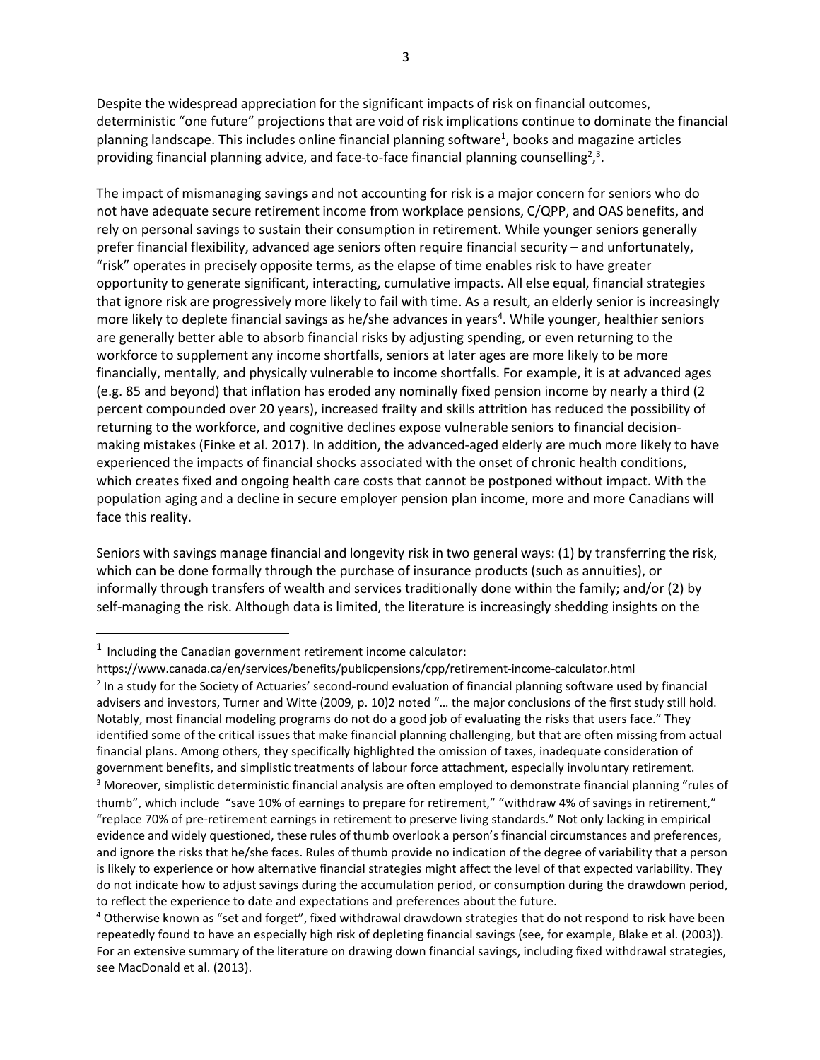Despite the widespread appreciation for the significant impacts of risk on financial outcomes, deterministic "one future" projections that are void of risk implications continue to dominate the financial planning landscape. This includes online financial planning software[1], books and magazine articles providing financial planning advice, and face-to-face financial planning counselling[2],[3].

The impact of mismanaging savings and not accounting for risk is a major concern for seniors who do not have adequate secure retirement income from workplace pensions, C/QPP, and OAS benefits, and rely on personal savings to sustain their consumption in retirement. While younger seniors generally prefer financial flexibility, advanced age seniors often require financial security – and unfortunately, "risk" operates in precisely opposite terms, as the elapse of time enables risk to have greater opportunity to generate significant, interacting, cumulative impacts. All else equal, financial strategies that ignore risk are progressively more likely to fail with time. As a result, an elderly senior is increasingly more likely to deplete financial savings as he/she advances in years[4]. While younger, healthier seniors are generally better able to absorb financial risks by adjusting spending, or even returning to the workforce to supplement any income shortfalls, seniors at later ages are more likely to be more financially, mentally, and physically vulnerable to income shortfalls. For example, it is at advanced ages (e.g. 85 and beyond) that inflation has eroded any nominally fixed pension income by nearly a third (2 percent compounded over 20 years), increased frailty and skills attrition has reduced the possibility of returning to the workforce, and cognitive declines expose vulnerable seniors to financial decision-making mistakes (Finke et al. 2017). In addition, the advanced-aged elderly are much more likely to have experienced the impacts of financial shocks associated with the onset of chronic health conditions, which creates fixed and ongoing health care costs that cannot be postponed without impact. With the population aging and a decline in secure employer pension plan income, more and more Canadians will face this reality.

Seniors with savings manage financial and longevity risk in two general ways: (1) by transferring the risk, which can be done formally through the purchase of insurance products (such as annuities), or informally through transfers of wealth and services traditionally done within the family; and/or (2) by self-managing the risk. Although data is limited, the literature is increasingly shedding insights on the

---

[1] Including the Canadian government retirement income calculator: https://www.canada.ca/en/services/benefits/publicpensions/cpp/retirement-income-calculator.html

[2] In a study for the Society of Actuaries' second-round evaluation of financial planning software used by financial advisers and investors, Turner and Witte (2009, p. 10)2 noted "… the major conclusions of the first study still hold. Notably, most financial modeling programs do not do a good job of evaluating the risks that users face." They identified some of the critical issues that make financial planning challenging, but that are often missing from actual financial plans. Among others, they specifically highlighted the omission of taxes, inadequate consideration of government benefits, and simplistic treatments of labour force attachment, especially involuntary retirement.

[3] Moreover, simplistic deterministic financial analysis are often employed to demonstrate financial planning "rules of thumb", which include "save 10% of earnings to prepare for retirement," "withdraw 4% of savings in retirement," "replace 70% of pre-retirement earnings in retirement to preserve living standards." Not only lacking in empirical evidence and widely questioned, these rules of thumb overlook a person's financial circumstances and preferences, and ignore the risks that he/she faces. Rules of thumb provide no indication of the degree of variability that a person is likely to experience or how alternative financial strategies might affect the level of that expected variability. They do not indicate how to adjust savings during the accumulation period, or consumption during the drawdown period, to reflect the experience to date and expectations and preferences about the future.

[4] Otherwise known as "set and forget", fixed withdrawal drawdown strategies that do not respond to risk have been repeatedly found to have an especially high risk of depleting financial savings (see, for example, Blake et al. (2003)). For an extensive summary of the literature on drawing down financial savings, including fixed withdrawal strategies, see MacDonald et al. (2013).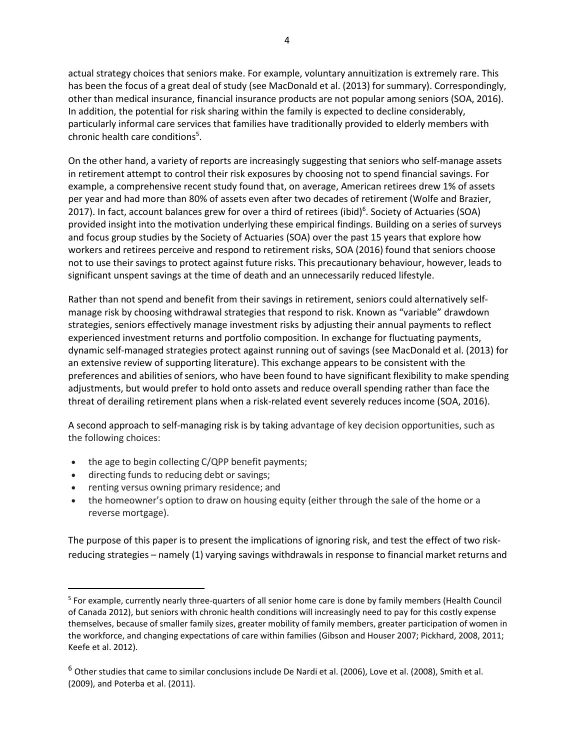actual strategy choices that seniors make. For example, voluntary annuitization is extremely rare. This has been the focus of a great deal of study (see MacDonald et al. (2013) for summary). Correspondingly, other than medical insurance, financial insurance products are not popular among seniors (SOA, 2016). In addition, the potential for risk sharing within the family is expected to decline considerably, particularly informal care services that families have traditionally provided to elderly members with chronic health care conditions[5].

On the other hand, a variety of reports are increasingly suggesting that seniors who self-manage assets in retirement attempt to control their risk exposures by choosing not to spend financial savings. For example, a comprehensive recent study found that, on average, American retirees drew 1% of assets per year and had more than 80% of assets even after two decades of retirement (Wolfe and Brazier, 2017). In fact, account balances grew for over a third of retirees (ibid)[6]. Society of Actuaries (SOA) provided insight into the motivation underlying these empirical findings. Building on a series of surveys and focus group studies by the Society of Actuaries (SOA) over the past 15 years that explore how workers and retirees perceive and respond to retirement risks, SOA (2016) found that seniors choose not to use their savings to protect against future risks. This precautionary behaviour, however, leads to significant unspent savings at the time of death and an unnecessarily reduced lifestyle.

Rather than not spend and benefit from their savings in retirement, seniors could alternatively self-manage risk by choosing withdrawal strategies that respond to risk. Known as "variable" drawdown strategies, seniors effectively manage investment risks by adjusting their annual payments to reflect experienced investment returns and portfolio composition. In exchange for fluctuating payments, dynamic self-managed strategies protect against running out of savings (see MacDonald et al. (2013) for an extensive review of supporting literature). This exchange appears to be consistent with the preferences and abilities of seniors, who have been found to have significant flexibility to make spending adjustments, but would prefer to hold onto assets and reduce overall spending rather than face the threat of derailing retirement plans when a risk-related event severely reduces income (SOA, 2016).

A second approach to self-managing risk is by taking advantage of key decision opportunities, such as the following choices:

- the age to begin collecting C/QPP benefit payments;
- directing funds to reducing debt or savings;
- renting versus owning primary residence; and
- the homeowner's option to draw on housing equity (either through the sale of the home or a reverse mortgage).

The purpose of this paper is to present the implications of ignoring risk, and test the effect of two risk-reducing strategies – namely (1) varying savings withdrawals in response to financial market returns and

[5] For example, currently nearly three-quarters of all senior home care is done by family members (Health Council of Canada 2012), but seniors with chronic health conditions will increasingly need to pay for this costly expense themselves, because of smaller family sizes, greater mobility of family members, greater participation of women in the workforce, and changing expectations of care within families (Gibson and Houser 2007; Pickhard, 2008, 2011; Keefe et al. 2012).

[6] Other studies that came to similar conclusions include De Nardi et al. (2006), Love et al. (2008), Smith et al. (2009), and Poterba et al. (2011).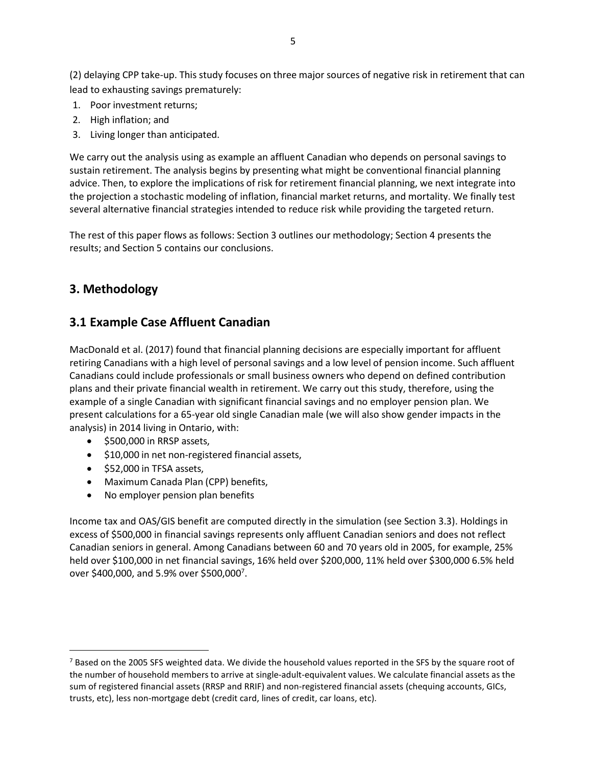(2) delaying CPP take-up. This study focuses on three major sources of negative risk in retirement that can lead to exhausting savings prematurely:

1. Poor investment returns;
2. High inflation; and
3. Living longer than anticipated.

We carry out the analysis using as example an affluent Canadian who depends on personal savings to sustain retirement. The analysis begins by presenting what might be conventional financial planning advice. Then, to explore the implications of risk for retirement financial planning, we next integrate into the projection a stochastic modeling of inflation, financial market returns, and mortality. We finally test several alternative financial strategies intended to reduce risk while providing the targeted return.

The rest of this paper flows as follows: Section 3 outlines our methodology; Section 4 presents the results; and Section 5 contains our conclusions.

## 3. Methodology

## 3.1 Example Case Affluent Canadian

MacDonald et al. (2017) found that financial planning decisions are especially important for affluent retiring Canadians with a high level of personal savings and a low level of pension income. Such affluent Canadians could include professionals or small business owners who depend on defined contribution plans and their private financial wealth in retirement. We carry out this study, therefore, using the example of a single Canadian with significant financial savings and no employer pension plan. We present calculations for a 65-year old single Canadian male (we will also show gender impacts in the analysis) in 2014 living in Ontario, with:

- $500,000 in RRSP assets,
- $10,000 in net non-registered financial assets,
- $52,000 in TFSA assets,
- Maximum Canada Plan (CPP) benefits,
- No employer pension plan benefits

Income tax and OAS/GIS benefit are computed directly in the simulation (see Section 3.3). Holdings in excess of $500,000 in financial savings represents only affluent Canadian seniors and does not reflect Canadian seniors in general. Among Canadians between 60 and 70 years old in 2005, for example, 25% held over $100,000 in net financial savings, 16% held over $200,000, 11% held over $300,000 6.5% held over $400,000, and 5.9% over $500,000[7].

[7] Based on the 2005 SFS weighted data. We divide the household values reported in the SFS by the square root of the number of household members to arrive at single-adult-equivalent values. We calculate financial assets as the sum of registered financial assets (RRSP and RRIF) and non-registered financial assets (chequing accounts, GICs, trusts, etc), less non-mortgage debt (credit card, lines of credit, car loans, etc).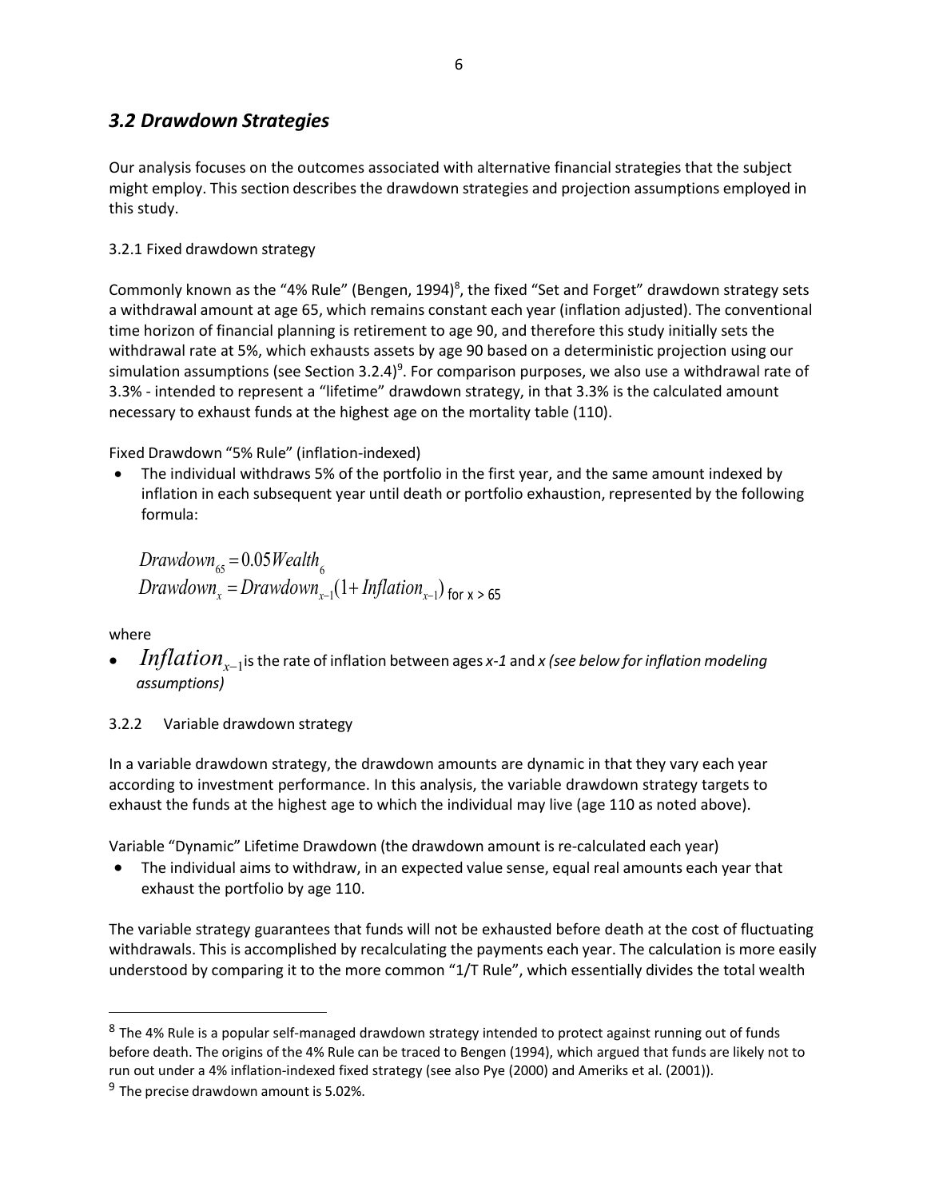## *3.2 Drawdown Strategies*

Our analysis focuses on the outcomes associated with alternative financial strategies that the subject might employ. This section describes the drawdown strategies and projection assumptions employed in this study.

3.2.1 Fixed drawdown strategy

Commonly known as the "4% Rule" (Bengen, 1994)[8], the fixed "Set and Forget" drawdown strategy sets a withdrawal amount at age 65, which remains constant each year (inflation adjusted). The conventional time horizon of financial planning is retirement to age 90, and therefore this study initially sets the withdrawal rate at 5%, which exhausts assets by age 90 based on a deterministic projection using our simulation assumptions (see Section 3.2.4)[9]. For comparison purposes, we also use a withdrawal rate of 3.3% - intended to represent a "lifetime" drawdown strategy, in that 3.3% is the calculated amount necessary to exhaust funds at the highest age on the mortality table (110).

Fixed Drawdown "5% Rule" (inflation-indexed)

- The individual withdraws 5% of the portfolio in the first year, and the same amount indexed by inflation in each subsequent year until death or portfolio exhaustion, represented by the following formula:

$$Drawdown_{65} = 0.05 Wealth_{6}$$
$$Drawdown_{x} = Drawdown_{x-1}(1 + Inflation_{x-1}) \text{ for } x > 65$$

where

- $Inflation_{x-1}$ is the rate of inflation between ages *x-1* and *x (see below for inflation modeling assumptions)*

3.2.2 Variable drawdown strategy

In a variable drawdown strategy, the drawdown amounts are dynamic in that they vary each year according to investment performance. In this analysis, the variable drawdown strategy targets to exhaust the funds at the highest age to which the individual may live (age 110 as noted above).

Variable "Dynamic" Lifetime Drawdown (the drawdown amount is re-calculated each year)

- The individual aims to withdraw, in an expected value sense, equal real amounts each year that exhaust the portfolio by age 110.

The variable strategy guarantees that funds will not be exhausted before death at the cost of fluctuating withdrawals. This is accomplished by recalculating the payments each year. The calculation is more easily understood by comparing it to the more common "1/T Rule", which essentially divides the total wealth

---

[8] The 4% Rule is a popular self-managed drawdown strategy intended to protect against running out of funds before death. The origins of the 4% Rule can be traced to Bengen (1994), which argued that funds are likely not to run out under a 4% inflation-indexed fixed strategy (see also Pye (2000) and Ameriks et al. (2001)).

[9] The precise drawdown amount is 5.02%.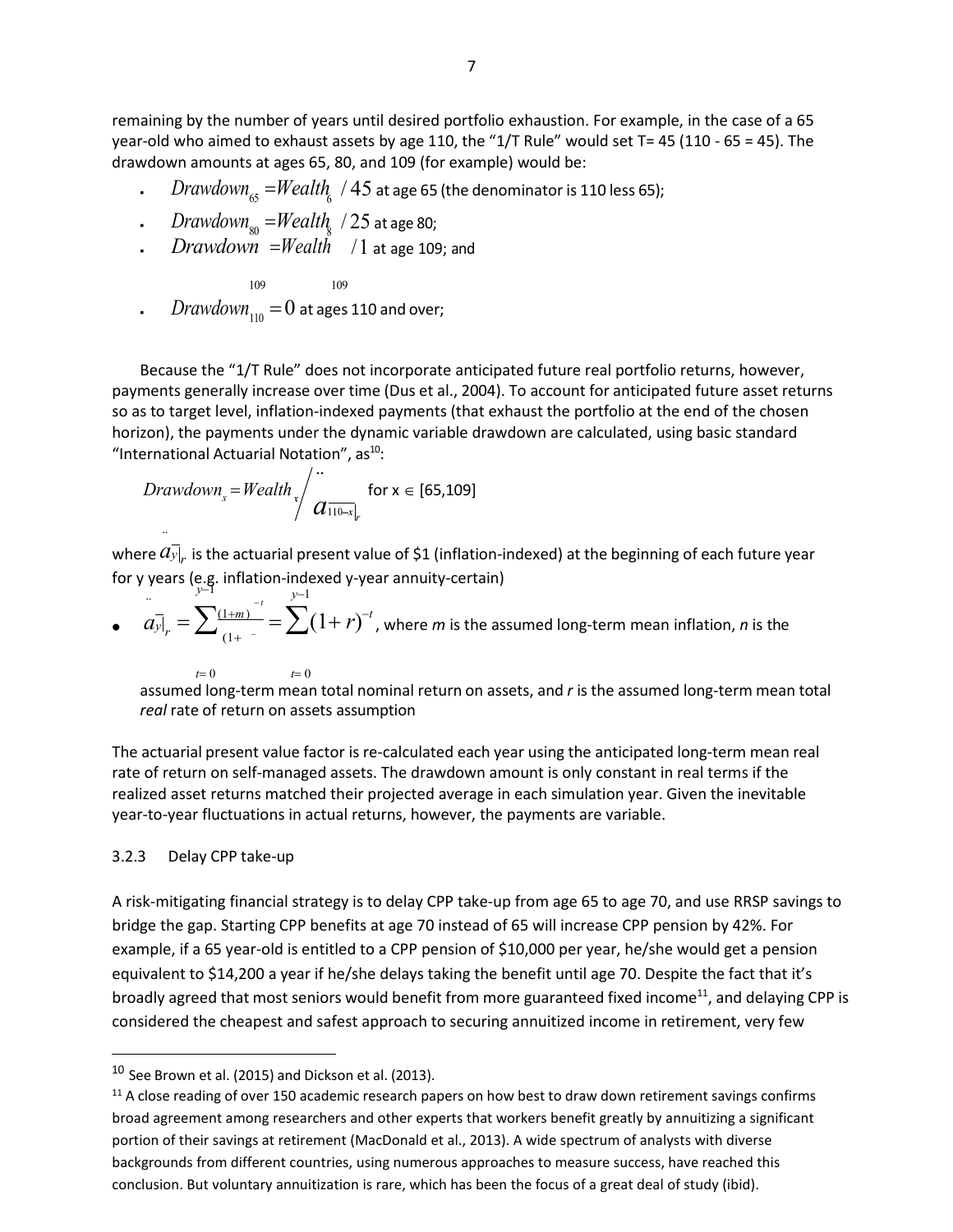remaining by the number of years until desired portfolio exhaustion. For example, in the case of a 65 year-old who aimed to exhaust assets by age 110, the "1/T Rule" would set T= 45 (110 - 65 = 45). The drawdown amounts at ages 65, 80, and 109 (for example) would be:

- $Drawdown_{65} = Wealth_{65} / 45$ at age 65 (the denominator is 110 less 65);
- $Drawdown_{80} = Wealth_{80} / 25$ at age 80;
- $Drawdown_{109} = Wealth_{109} / 1$ at age 109; and
- $Drawdown_{110} = 0$ at ages 110 and over;

Because the "1/T Rule" does not incorporate anticipated future real portfolio returns, however, payments generally increase over time (Dus et al., 2004). To account for anticipated future asset returns so as to target level, inflation-indexed payments (that exhaust the portfolio at the end of the chosen horizon), the payments under the dynamic variable drawdown are calculated, using basic standard "International Actuarial Notation", as[10]:

$$Drawdown_x = Wealth_x \Big/ \ddot{a}_{\overline{110-x}|_r} \quad \text{for } x \in [65,109]$$

where $\ddot{a}_{\overline{y}|_r}$ is the actuarial present value of \$1 (inflation-indexed) at the beginning of each future year for y years (e.g. inflation-indexed y-year annuity-certain)

- $\ddot{a}_{\overline{y}|_r} = \sum_{t=0}^{y-1} \frac{(1+m)^{-t}}{(1+n)^{-t}} = \sum_{t=0}^{y-1} (1+r)^{-t}$, where *m* is the assumed long-term mean inflation, *n* is the assumed long-term mean total nominal return on assets, and *r* is the assumed long-term mean total *real* rate of return on assets assumption

The actuarial present value factor is re-calculated each year using the anticipated long-term mean real rate of return on self-managed assets. The drawdown amount is only constant in real terms if the realized asset returns matched their projected average in each simulation year. Given the inevitable year-to-year fluctuations in actual returns, however, the payments are variable.

### 3.2.3 Delay CPP take-up

A risk-mitigating financial strategy is to delay CPP take-up from age 65 to age 70, and use RRSP savings to bridge the gap. Starting CPP benefits at age 70 instead of 65 will increase CPP pension by 42%. For example, if a 65 year-old is entitled to a CPP pension of \$10,000 per year, he/she would get a pension equivalent to \$14,200 a year if he/she delays taking the benefit until age 70. Despite the fact that it's broadly agreed that most seniors would benefit from more guaranteed fixed income[11], and delaying CPP is considered the cheapest and safest approach to securing annuitized income in retirement, very few

---

[10] See Brown et al. (2015) and Dickson et al. (2013).

[11] A close reading of over 150 academic research papers on how best to draw down retirement savings confirms broad agreement among researchers and other experts that workers benefit greatly by annuitizing a significant portion of their savings at retirement (MacDonald et al., 2013). A wide spectrum of analysts with diverse backgrounds from different countries, using numerous approaches to measure success, have reached this conclusion. But voluntary annuitization is rare, which has been the focus of a great deal of study (ibid).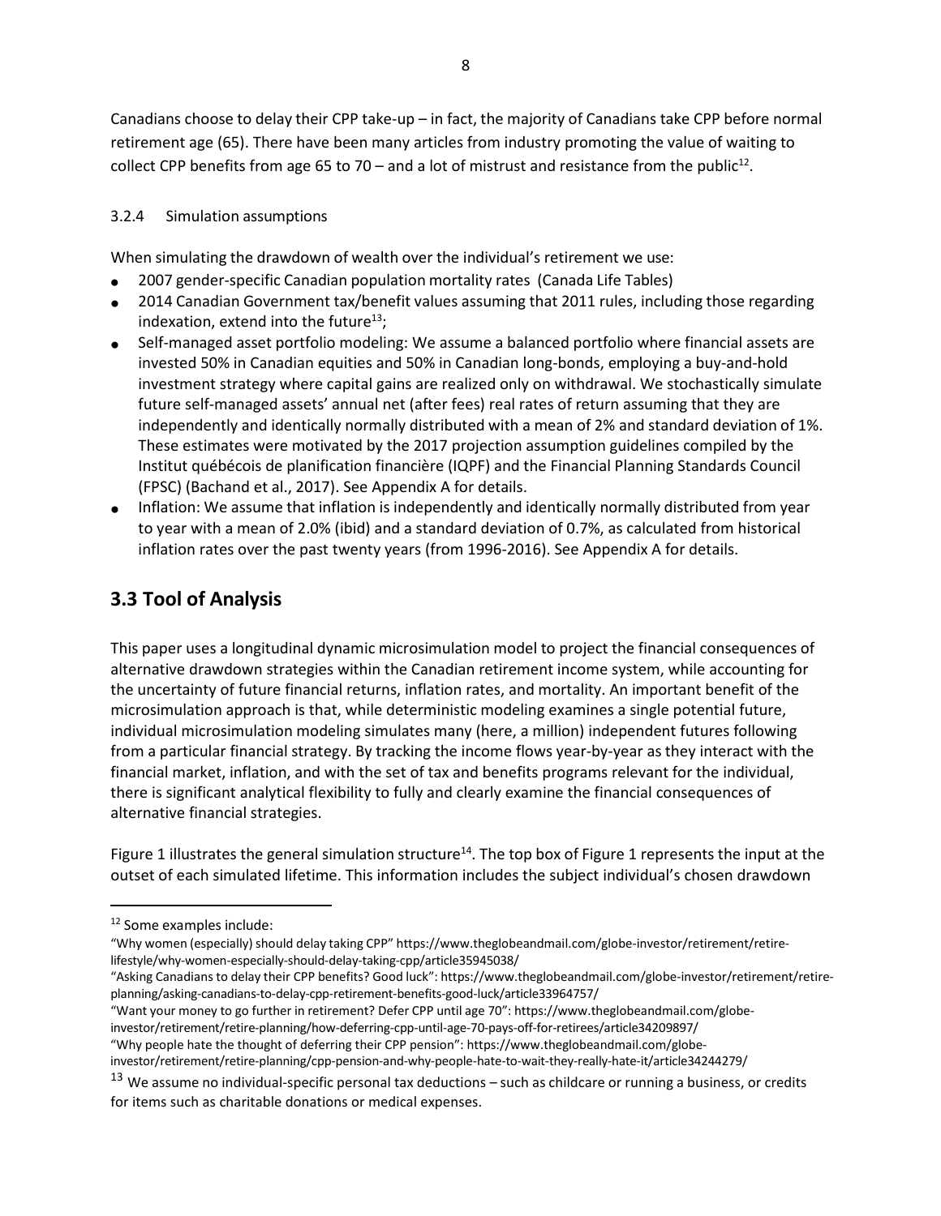Canadians choose to delay their CPP take-up – in fact, the majority of Canadians take CPP before normal retirement age (65). There have been many articles from industry promoting the value of waiting to collect CPP benefits from age 65 to 70 – and a lot of mistrust and resistance from the public[12].

#### 3.2.4 Simulation assumptions

When simulating the drawdown of wealth over the individual's retirement we use:

- 2007 gender-specific Canadian population mortality rates (Canada Life Tables)
- 2014 Canadian Government tax/benefit values assuming that 2011 rules, including those regarding indexation, extend into the future[13];
- Self-managed asset portfolio modeling: We assume a balanced portfolio where financial assets are invested 50% in Canadian equities and 50% in Canadian long-bonds, employing a buy-and-hold investment strategy where capital gains are realized only on withdrawal. We stochastically simulate future self-managed assets' annual net (after fees) real rates of return assuming that they are independently and identically normally distributed with a mean of 2% and standard deviation of 1%. These estimates were motivated by the 2017 projection assumption guidelines compiled by the Institut québécois de planification financière (IQPF) and the Financial Planning Standards Council (FPSC) (Bachand et al., 2017). See Appendix A for details.
- Inflation: We assume that inflation is independently and identically normally distributed from year to year with a mean of 2.0% (ibid) and a standard deviation of 0.7%, as calculated from historical inflation rates over the past twenty years (from 1996-2016). See Appendix A for details.

## 3.3 Tool of Analysis

This paper uses a longitudinal dynamic microsimulation model to project the financial consequences of alternative drawdown strategies within the Canadian retirement income system, while accounting for the uncertainty of future financial returns, inflation rates, and mortality. An important benefit of the microsimulation approach is that, while deterministic modeling examines a single potential future, individual microsimulation modeling simulates many (here, a million) independent futures following from a particular financial strategy. By tracking the income flows year-by-year as they interact with the financial market, inflation, and with the set of tax and benefits programs relevant for the individual, there is significant analytical flexibility to fully and clearly examine the financial consequences of alternative financial strategies.

Figure 1 illustrates the general simulation structure[14]. The top box of Figure 1 represents the input at the outset of each simulated lifetime. This information includes the subject individual's chosen drawdown

---

[12] Some examples include:
"Why women (especially) should delay taking CPP" https://www.theglobeandmail.com/globe-investor/retirement/retire-lifestyle/why-women-especially-should-delay-taking-cpp/article35945038/
"Asking Canadians to delay their CPP benefits? Good luck": https://www.theglobeandmail.com/globe-investor/retirement/retire-planning/asking-canadians-to-delay-cpp-retirement-benefits-good-luck/article33964757/
"Want your money to go further in retirement? Defer CPP until age 70": https://www.theglobeandmail.com/globe-investor/retirement/retire-planning/how-deferring-cpp-until-age-70-pays-off-for-retirees/article34209897/
"Why people hate the thought of deferring their CPP pension": https://www.theglobeandmail.com/globe-investor/retirement/retire-planning/cpp-pension-and-why-people-hate-to-wait-they-really-hate-it/article34244279/

[13] We assume no individual-specific personal tax deductions – such as childcare or running a business, or credits for items such as charitable donations or medical expenses.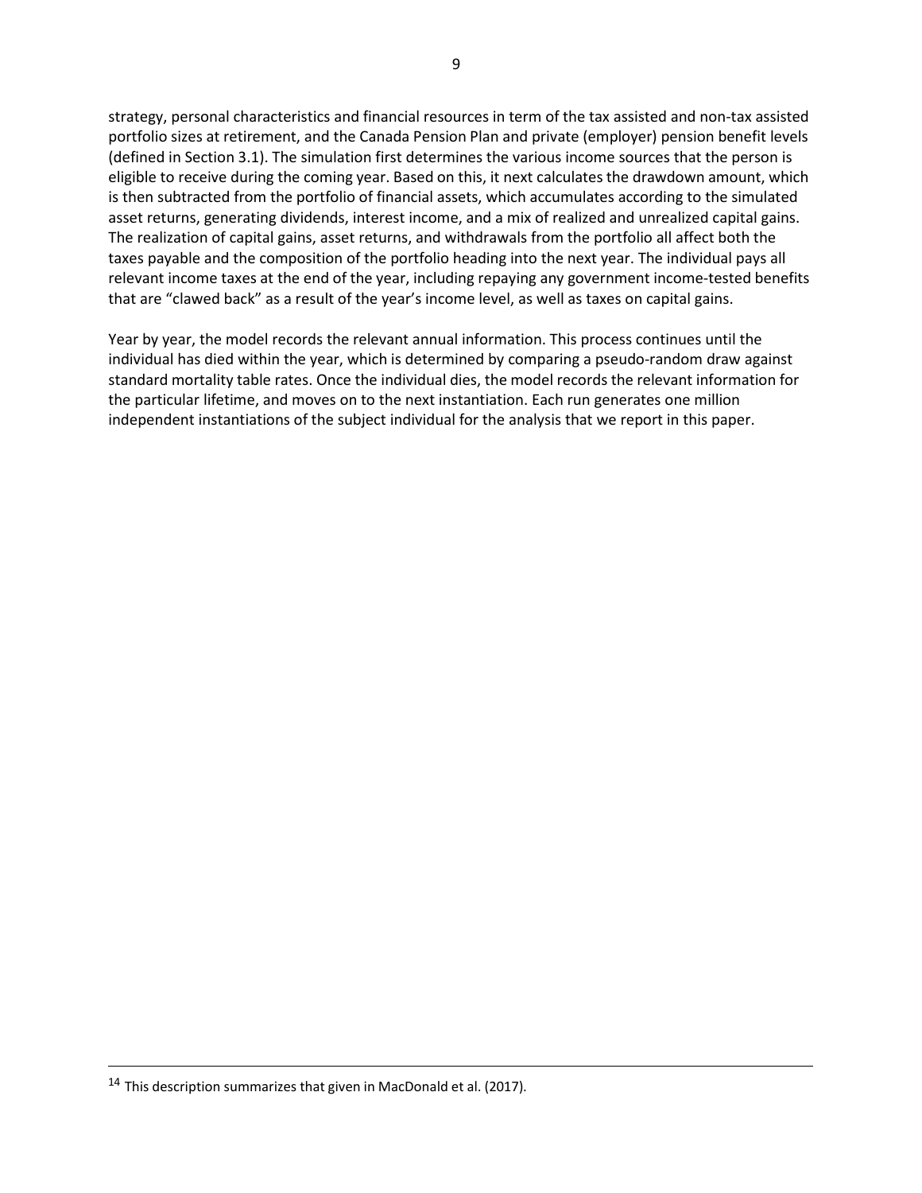strategy, personal characteristics and financial resources in term of the tax assisted and non-tax assisted portfolio sizes at retirement, and the Canada Pension Plan and private (employer) pension benefit levels (defined in Section 3.1). The simulation first determines the various income sources that the person is eligible to receive during the coming year. Based on this, it next calculates the drawdown amount, which is then subtracted from the portfolio of financial assets, which accumulates according to the simulated asset returns, generating dividends, interest income, and a mix of realized and unrealized capital gains. The realization of capital gains, asset returns, and withdrawals from the portfolio all affect both the taxes payable and the composition of the portfolio heading into the next year. The individual pays all relevant income taxes at the end of the year, including repaying any government income-tested benefits that are "clawed back" as a result of the year's income level, as well as taxes on capital gains.

Year by year, the model records the relevant annual information. This process continues until the individual has died within the year, which is determined by comparing a pseudo-random draw against standard mortality table rates. Once the individual dies, the model records the relevant information for the particular lifetime, and moves on to the next instantiation. Each run generates one million independent instantiations of the subject individual for the analysis that we report in this paper.

[14] This description summarizes that given in MacDonald et al. (2017).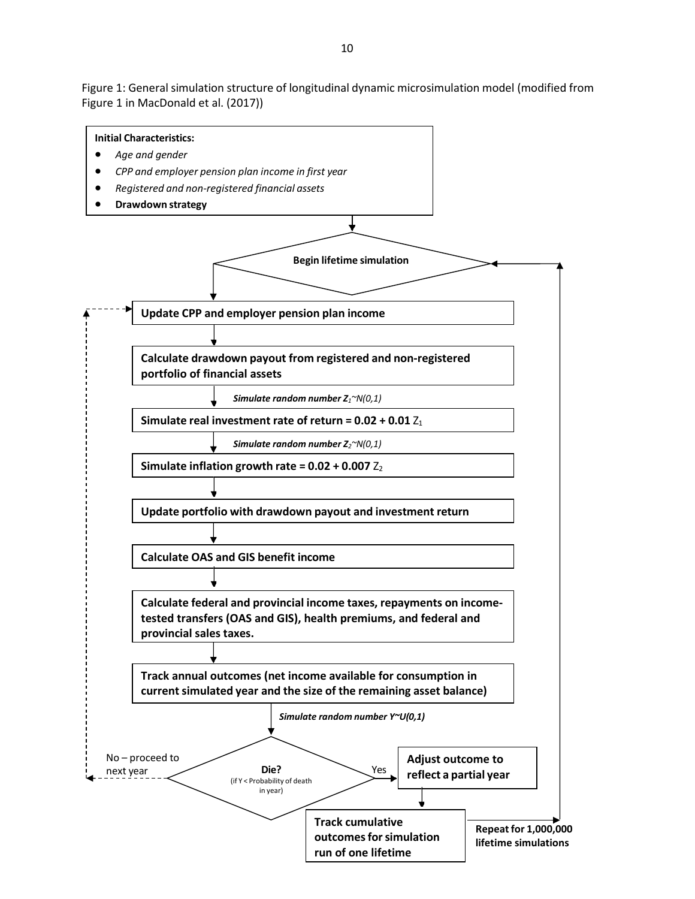Figure 1: General simulation structure of longitudinal dynamic microsimulation model (modified from Figure 1 in MacDonald et al. (2017))

**Initial Characteristics:**

- *Age and gender*
- *CPP and employer pension plan income in first year*
- *Registered and non-registered financial assets*
- **Drawdown strategy**

**Begin lifetime simulation**

**Update CPP and employer pension plan income**

**Calculate drawdown payout from registered and non-registered portfolio of financial assets**

***Simulate random number $Z_1 \sim N(0,1)$***

**Simulate real investment rate of return = 0.02 + 0.01** $Z_1$

***Simulate random number $Z_2 \sim N(0,1)$***

**Simulate inflation growth rate = 0.02 + 0.007** $Z_2$

**Update portfolio with drawdown payout and investment return**

**Calculate OAS and GIS benefit income**

**Calculate federal and provincial income taxes, repayments on income-tested transfers (OAS and GIS), health premiums, and federal and provincial sales taxes.**

**Track annual outcomes (net income available for consumption in current simulated year and the size of the remaining asset balance)**

***Simulate random number $Y \sim U(0,1)$***

**Die?** (if Y < Probability of death in year)

No – proceed to next year

Yes

**Adjust outcome to reflect a partial year**

**Track cumulative outcomes for simulation run of one lifetime**

**Repeat for 1,000,000 lifetime simulations**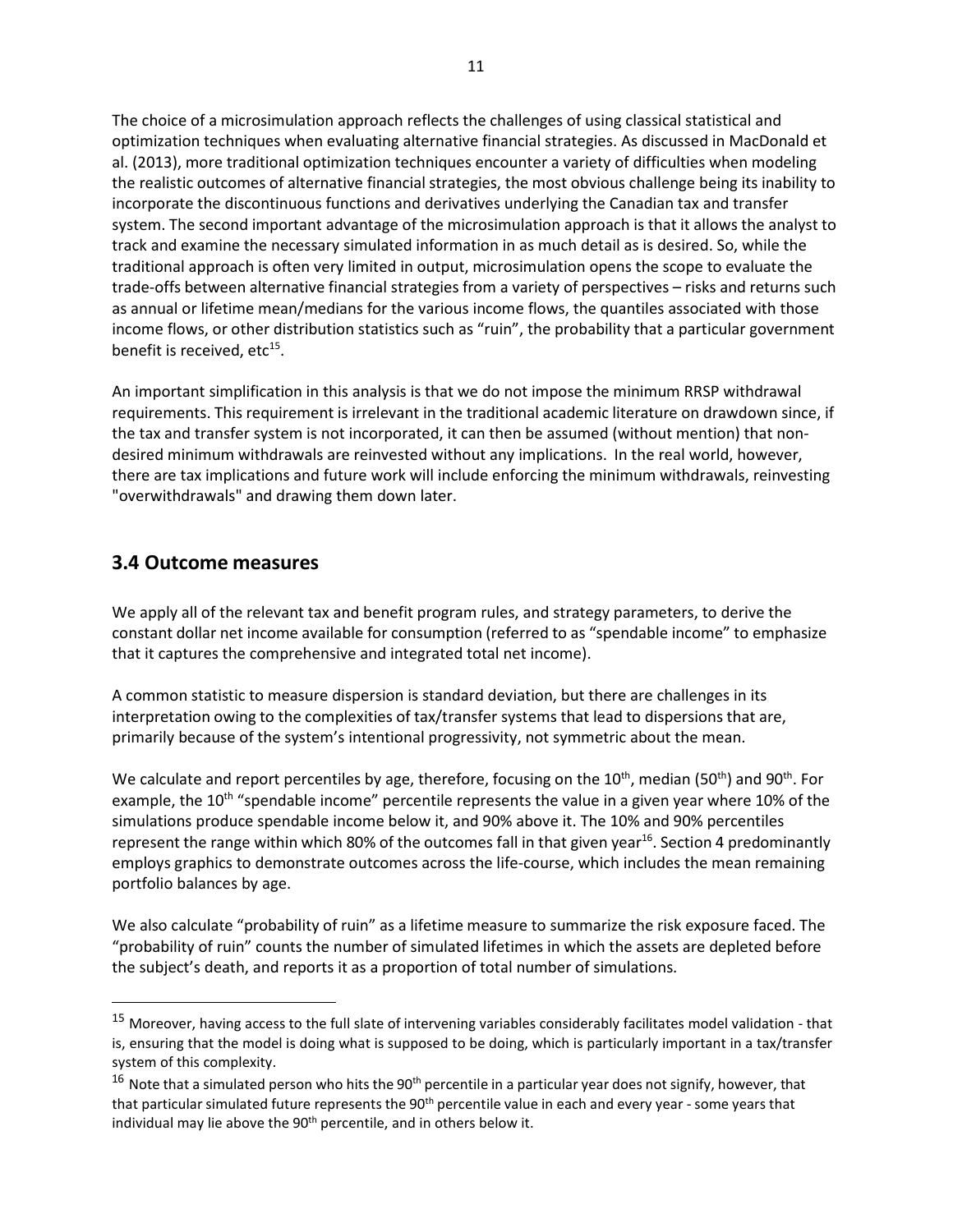The choice of a microsimulation approach reflects the challenges of using classical statistical and optimization techniques when evaluating alternative financial strategies. As discussed in MacDonald et al. (2013), more traditional optimization techniques encounter a variety of difficulties when modeling the realistic outcomes of alternative financial strategies, the most obvious challenge being its inability to incorporate the discontinuous functions and derivatives underlying the Canadian tax and transfer system. The second important advantage of the microsimulation approach is that it allows the analyst to track and examine the necessary simulated information in as much detail as is desired. So, while the traditional approach is often very limited in output, microsimulation opens the scope to evaluate the trade-offs between alternative financial strategies from a variety of perspectives – risks and returns such as annual or lifetime mean/medians for the various income flows, the quantiles associated with those income flows, or other distribution statistics such as "ruin", the probability that a particular government benefit is received, etc[15].

An important simplification in this analysis is that we do not impose the minimum RRSP withdrawal requirements. This requirement is irrelevant in the traditional academic literature on drawdown since, if the tax and transfer system is not incorporated, it can then be assumed (without mention) that non-desired minimum withdrawals are reinvested without any implications. In the real world, however, there are tax implications and future work will include enforcing the minimum withdrawals, reinvesting "overwithdrawals" and drawing them down later.

## 3.4 Outcome measures

We apply all of the relevant tax and benefit program rules, and strategy parameters, to derive the constant dollar net income available for consumption (referred to as "spendable income" to emphasize that it captures the comprehensive and integrated total net income).

A common statistic to measure dispersion is standard deviation, but there are challenges in its interpretation owing to the complexities of tax/transfer systems that lead to dispersions that are, primarily because of the system's intentional progressivity, not symmetric about the mean.

We calculate and report percentiles by age, therefore, focusing on the 10th, median (50th) and 90th. For example, the 10th "spendable income" percentile represents the value in a given year where 10% of the simulations produce spendable income below it, and 90% above it. The 10% and 90% percentiles represent the range within which 80% of the outcomes fall in that given year[16]. Section 4 predominantly employs graphics to demonstrate outcomes across the life-course, which includes the mean remaining portfolio balances by age.

We also calculate "probability of ruin" as a lifetime measure to summarize the risk exposure faced. The "probability of ruin" counts the number of simulated lifetimes in which the assets are depleted before the subject's death, and reports it as a proportion of total number of simulations.

---

[15] Moreover, having access to the full slate of intervening variables considerably facilitates model validation - that is, ensuring that the model is doing what is supposed to be doing, which is particularly important in a tax/transfer system of this complexity.

[16] Note that a simulated person who hits the 90th percentile in a particular year does not signify, however, that that particular simulated future represents the 90th percentile value in each and every year - some years that individual may lie above the 90th percentile, and in others below it.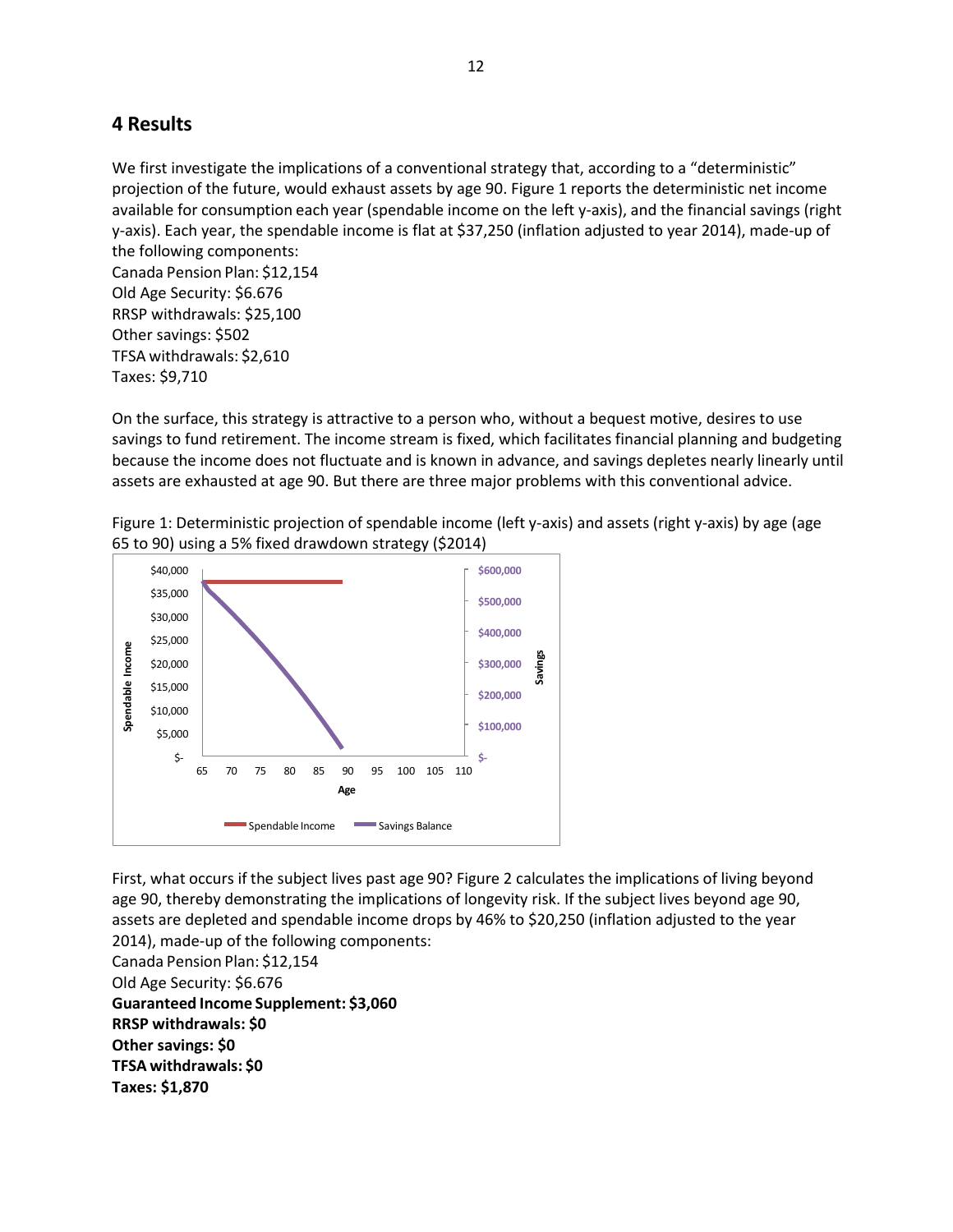# 4 Results

We first investigate the implications of a conventional strategy that, according to a "deterministic" projection of the future, would exhaust assets by age 90. Figure 1 reports the deterministic net income available for consumption each year (spendable income on the left y-axis), and the financial savings (right y-axis). Each year, the spendable income is flat at $37,250 (inflation adjusted to year 2014), made-up of the following components:

Canada Pension Plan: $12,154
Old Age Security: $6.676
RRSP withdrawals: $25,100
Other savings: $502
TFSA withdrawals: $2,610
Taxes: $9,710

On the surface, this strategy is attractive to a person who, without a bequest motive, desires to use savings to fund retirement. The income stream is fixed, which facilitates financial planning and budgeting because the income does not fluctuate and is known in advance, and savings depletes nearly linearly until assets are exhausted at age 90. But there are three major problems with this conventional advice.

Figure 1: Deterministic projection of spendable income (left y-axis) and assets (right y-axis) by age (age 65 to 90) using a 5% fixed drawdown strategy ($2014)

First, what occurs if the subject lives past age 90? Figure 2 calculates the implications of living beyond age 90, thereby demonstrating the implications of longevity risk. If the subject lives beyond age 90, assets are depleted and spendable income drops by 46% to $20,250 (inflation adjusted to the year 2014), made-up of the following components:

Canada Pension Plan: $12,154
Old Age Security: $6.676
**Guaranteed Income Supplement: $3,060**
**RRSP withdrawals: $0**
**Other savings: $0**
**TFSA withdrawals: $0**
**Taxes: $1,870**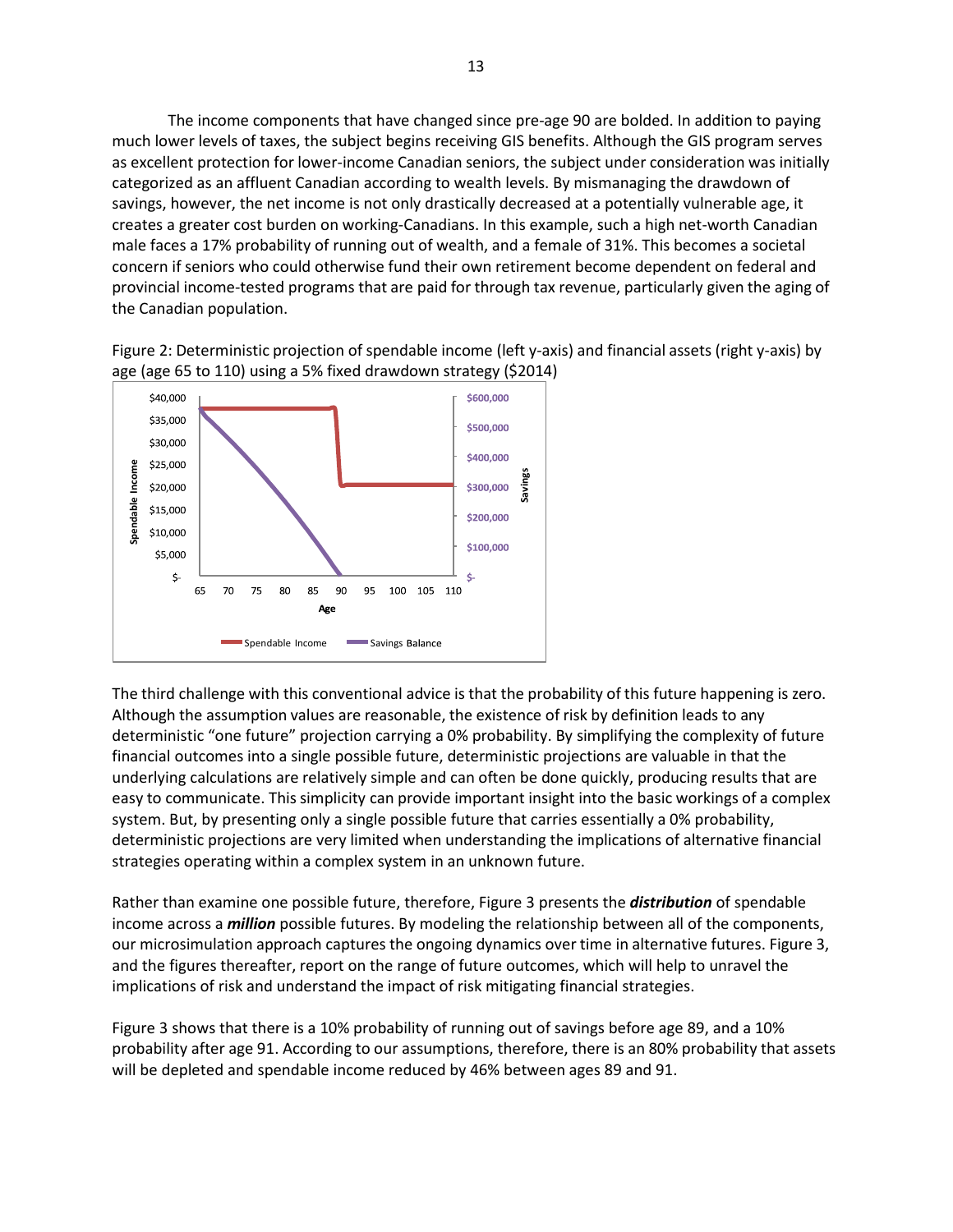The income components that have changed since pre-age 90 are bolded. In addition to paying much lower levels of taxes, the subject begins receiving GIS benefits. Although the GIS program serves as excellent protection for lower-income Canadian seniors, the subject under consideration was initially categorized as an affluent Canadian according to wealth levels. By mismanaging the drawdown of savings, however, the net income is not only drastically decreased at a potentially vulnerable age, it creates a greater cost burden on working-Canadians. In this example, such a high net-worth Canadian male faces a 17% probability of running out of wealth, and a female of 31%. This becomes a societal concern if seniors who could otherwise fund their own retirement become dependent on federal and provincial income-tested programs that are paid for through tax revenue, particularly given the aging of the Canadian population.

Figure 2: Deterministic projection of spendable income (left y-axis) and financial assets (right y-axis) by age (age 65 to 110) using a 5% fixed drawdown strategy ($2014)

The third challenge with this conventional advice is that the probability of this future happening is zero. Although the assumption values are reasonable, the existence of risk by definition leads to any deterministic "one future" projection carrying a 0% probability. By simplifying the complexity of future financial outcomes into a single possible future, deterministic projections are valuable in that the underlying calculations are relatively simple and can often be done quickly, producing results that are easy to communicate. This simplicity can provide important insight into the basic workings of a complex system. But, by presenting only a single possible future that carries essentially a 0% probability, deterministic projections are very limited when understanding the implications of alternative financial strategies operating within a complex system in an unknown future.

Rather than examine one possible future, therefore, Figure 3 presents the ***distribution*** of spendable income across a ***million*** possible futures. By modeling the relationship between all of the components, our microsimulation approach captures the ongoing dynamics over time in alternative futures. Figure 3, and the figures thereafter, report on the range of future outcomes, which will help to unravel the implications of risk and understand the impact of risk mitigating financial strategies.

Figure 3 shows that there is a 10% probability of running out of savings before age 89, and a 10% probability after age 91. According to our assumptions, therefore, there is an 80% probability that assets will be depleted and spendable income reduced by 46% between ages 89 and 91.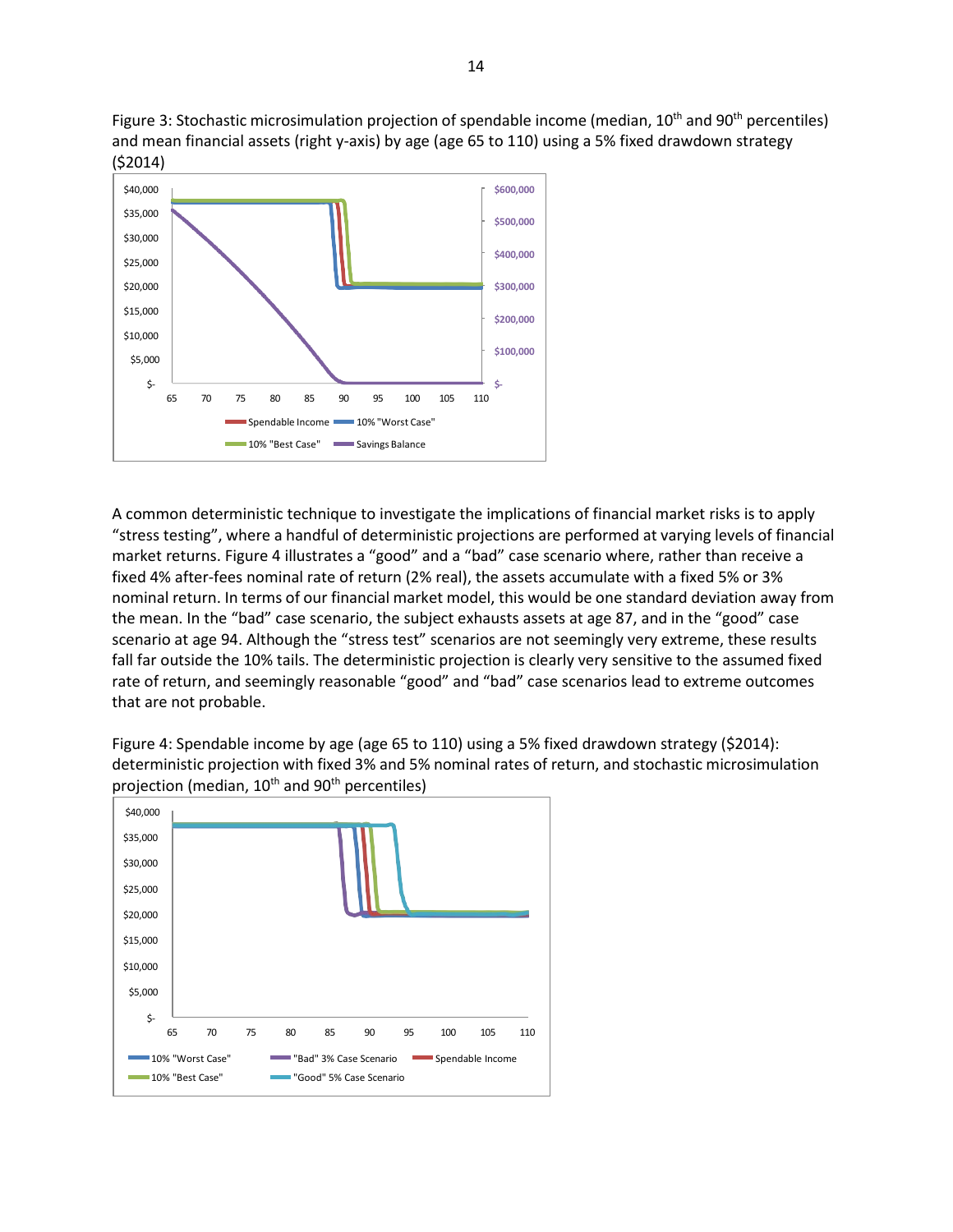Figure 3: Stochastic microsimulation projection of spendable income (median, 10th and 90th percentiles) and mean financial assets (right y-axis) by age (age 65 to 110) using a 5% fixed drawdown strategy ($2014)

A common deterministic technique to investigate the implications of financial market risks is to apply "stress testing", where a handful of deterministic projections are performed at varying levels of financial market returns. Figure 4 illustrates a "good" and a "bad" case scenario where, rather than receive a fixed 4% after-fees nominal rate of return (2% real), the assets accumulate with a fixed 5% or 3% nominal return. In terms of our financial market model, this would be one standard deviation away from the mean. In the "bad" case scenario, the subject exhausts assets at age 87, and in the "good" case scenario at age 94. Although the "stress test" scenarios are not seemingly very extreme, these results fall far outside the 10% tails. The deterministic projection is clearly very sensitive to the assumed fixed rate of return, and seemingly reasonable "good" and "bad" case scenarios lead to extreme outcomes that are not probable.

Figure 4: Spendable income by age (age 65 to 110) using a 5% fixed drawdown strategy ($2014): deterministic projection with fixed 3% and 5% nominal rates of return, and stochastic microsimulation projection (median, 10th and 90th percentiles)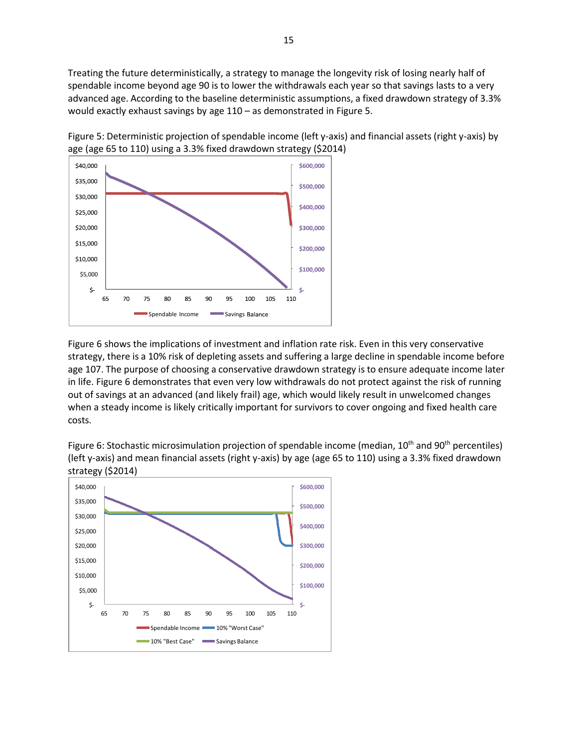Treating the future deterministically, a strategy to manage the longevity risk of losing nearly half of spendable income beyond age 90 is to lower the withdrawals each year so that savings lasts to a very advanced age. According to the baseline deterministic assumptions, a fixed drawdown strategy of 3.3% would exactly exhaust savings by age 110 – as demonstrated in Figure 5.

Figure 5: Deterministic projection of spendable income (left y-axis) and financial assets (right y-axis) by age (age 65 to 110) using a 3.3% fixed drawdown strategy ($2014)

Figure 6 shows the implications of investment and inflation rate risk. Even in this very conservative strategy, there is a 10% risk of depleting assets and suffering a large decline in spendable income before age 107. The purpose of choosing a conservative drawdown strategy is to ensure adequate income later in life. Figure 6 demonstrates that even very low withdrawals do not protect against the risk of running out of savings at an advanced (and likely frail) age, which would likely result in unwelcomed changes when a steady income is likely critically important for survivors to cover ongoing and fixed health care costs.

Figure 6: Stochastic microsimulation projection of spendable income (median, 10th and 90th percentiles) (left y-axis) and mean financial assets (right y-axis) by age (age 65 to 110) using a 3.3% fixed drawdown strategy ($2014)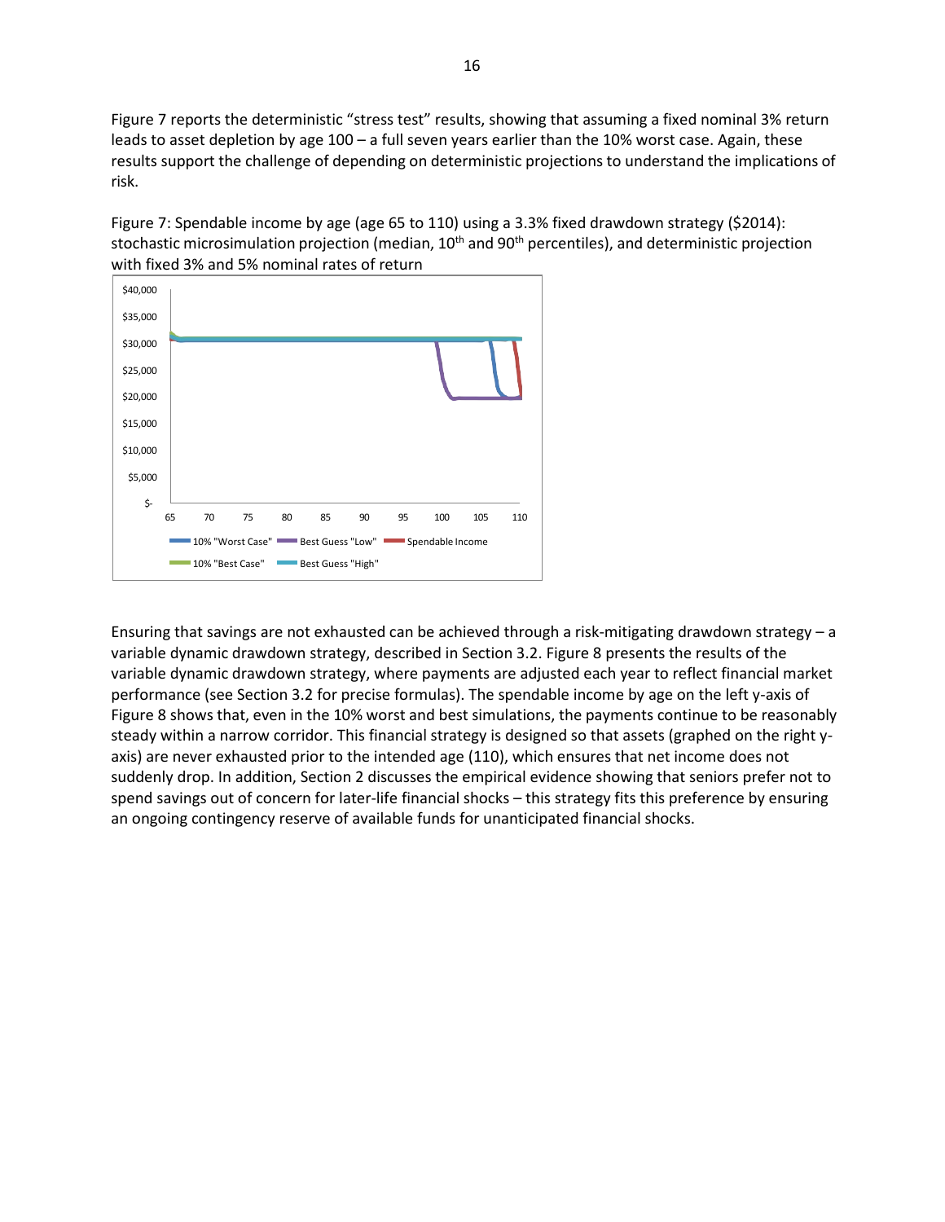Figure 7 reports the deterministic "stress test" results, showing that assuming a fixed nominal 3% return leads to asset depletion by age 100 – a full seven years earlier than the 10% worst case. Again, these results support the challenge of depending on deterministic projections to understand the implications of risk.

Figure 7: Spendable income by age (age 65 to 110) using a 3.3% fixed drawdown strategy ($2014): stochastic microsimulation projection (median, 10th and 90th percentiles), and deterministic projection with fixed 3% and 5% nominal rates of return

Ensuring that savings are not exhausted can be achieved through a risk-mitigating drawdown strategy – a variable dynamic drawdown strategy, described in Section 3.2. Figure 8 presents the results of the variable dynamic drawdown strategy, where payments are adjusted each year to reflect financial market performance (see Section 3.2 for precise formulas). The spendable income by age on the left y-axis of Figure 8 shows that, even in the 10% worst and best simulations, the payments continue to be reasonably steady within a narrow corridor. This financial strategy is designed so that assets (graphed on the right y-axis) are never exhausted prior to the intended age (110), which ensures that net income does not suddenly drop. In addition, Section 2 discusses the empirical evidence showing that seniors prefer not to spend savings out of concern for later-life financial shocks – this strategy fits this preference by ensuring an ongoing contingency reserve of available funds for unanticipated financial shocks.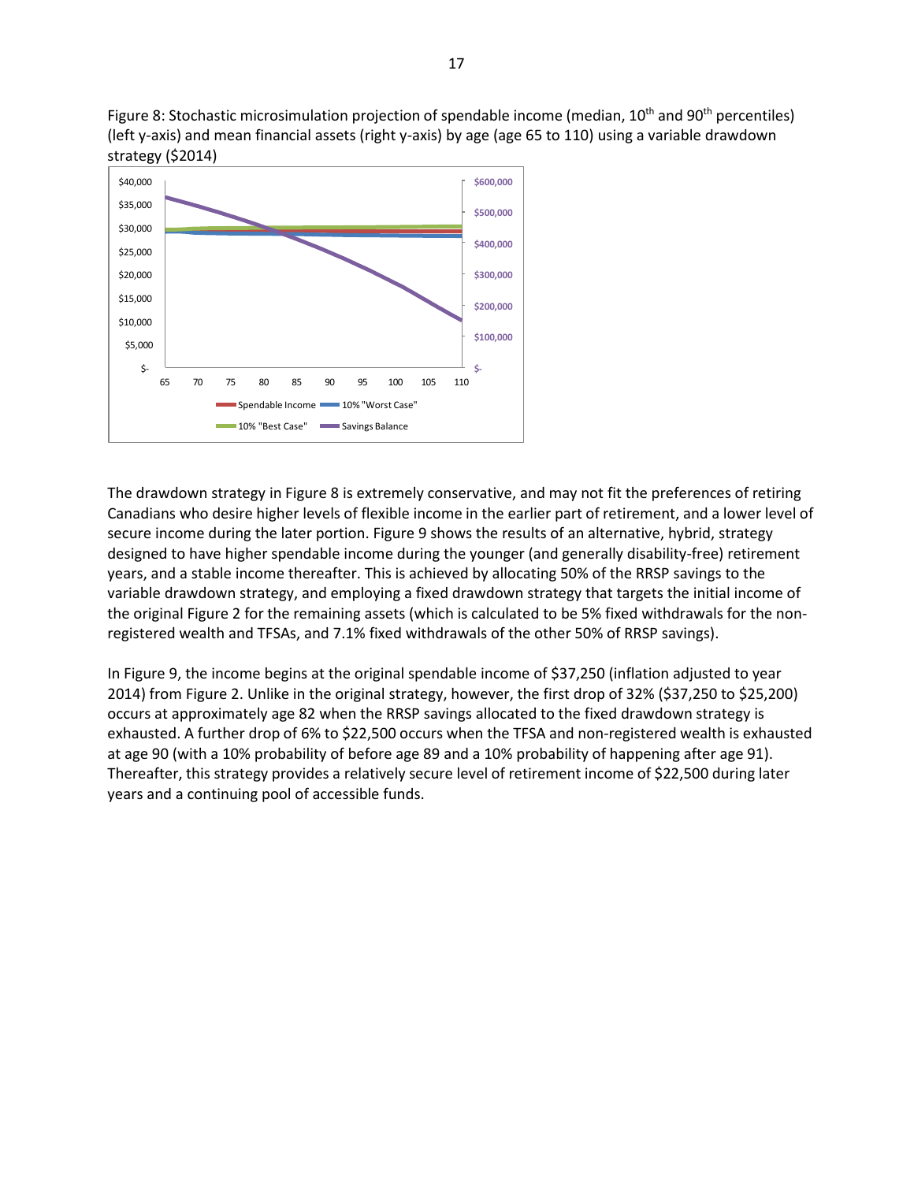Figure 8: Stochastic microsimulation projection of spendable income (median, 10th and 90th percentiles) (left y-axis) and mean financial assets (right y-axis) by age (age 65 to 110) using a variable drawdown strategy ($2014)

The drawdown strategy in Figure 8 is extremely conservative, and may not fit the preferences of retiring Canadians who desire higher levels of flexible income in the earlier part of retirement, and a lower level of secure income during the later portion. Figure 9 shows the results of an alternative, hybrid, strategy designed to have higher spendable income during the younger (and generally disability-free) retirement years, and a stable income thereafter. This is achieved by allocating 50% of the RRSP savings to the variable drawdown strategy, and employing a fixed drawdown strategy that targets the initial income of the original Figure 2 for the remaining assets (which is calculated to be 5% fixed withdrawals for the non-registered wealth and TFSAs, and 7.1% fixed withdrawals of the other 50% of RRSP savings).

In Figure 9, the income begins at the original spendable income of $37,250 (inflation adjusted to year 2014) from Figure 2. Unlike in the original strategy, however, the first drop of 32% ($37,250 to $25,200) occurs at approximately age 82 when the RRSP savings allocated to the fixed drawdown strategy is exhausted. A further drop of 6% to $22,500 occurs when the TFSA and non-registered wealth is exhausted at age 90 (with a 10% probability of before age 89 and a 10% probability of happening after age 91). Thereafter, this strategy provides a relatively secure level of retirement income of $22,500 during later years and a continuing pool of accessible funds.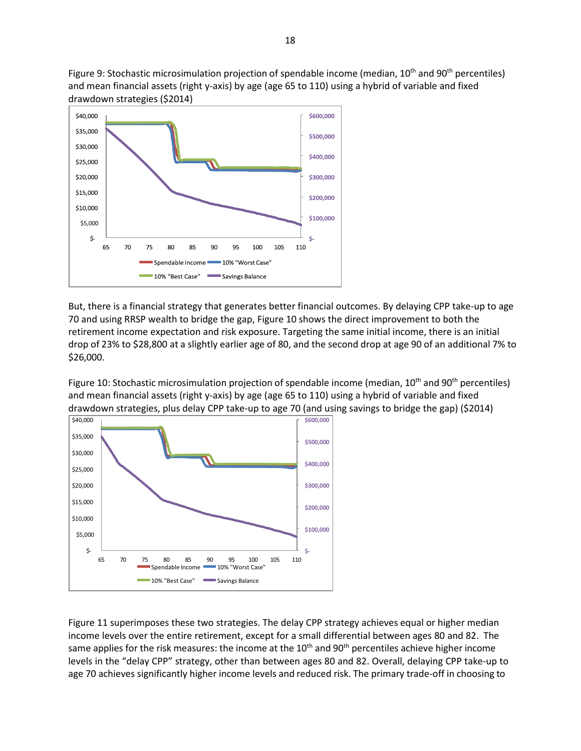Figure 9: Stochastic microsimulation projection of spendable income (median, 10th and 90th percentiles) and mean financial assets (right y-axis) by age (age 65 to 110) using a hybrid of variable and fixed drawdown strategies ($2014)

But, there is a financial strategy that generates better financial outcomes. By delaying CPP take-up to age 70 and using RRSP wealth to bridge the gap, Figure 10 shows the direct improvement to both the retirement income expectation and risk exposure. Targeting the same initial income, there is an initial drop of 23% to $28,800 at a slightly earlier age of 80, and the second drop at age 90 of an additional 7% to $26,000.

Figure 10: Stochastic microsimulation projection of spendable income (median, 10th and 90th percentiles) and mean financial assets (right y-axis) by age (age 65 to 110) using a hybrid of variable and fixed drawdown strategies, plus delay CPP take-up to age 70 (and using savings to bridge the gap) ($2014)

Figure 11 superimposes these two strategies. The delay CPP strategy achieves equal or higher median income levels over the entire retirement, except for a small differential between ages 80 and 82. The same applies for the risk measures: the income at the 10th and 90th percentiles achieve higher income levels in the "delay CPP" strategy, other than between ages 80 and 82. Overall, delaying CPP take-up to age 70 achieves significantly higher income levels and reduced risk. The primary trade-off in choosing to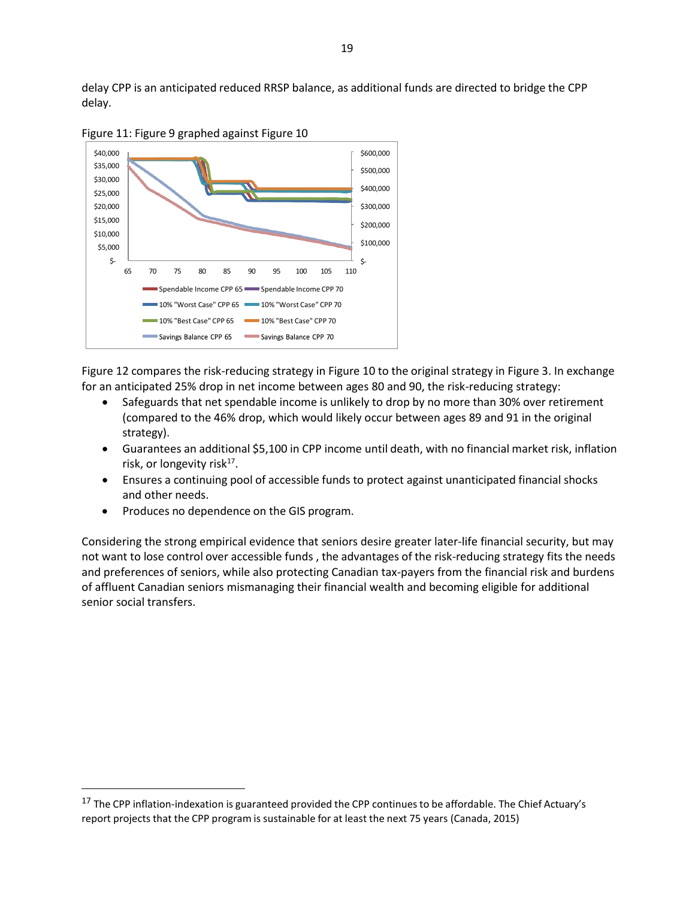delay CPP is an anticipated reduced RRSP balance, as additional funds are directed to bridge the CPP delay.

Figure 11: Figure 9 graphed against Figure 10

Figure 12 compares the risk-reducing strategy in Figure 10 to the original strategy in Figure 3. In exchange for an anticipated 25% drop in net income between ages 80 and 90, the risk-reducing strategy:

- Safeguards that net spendable income is unlikely to drop by no more than 30% over retirement (compared to the 46% drop, which would likely occur between ages 89 and 91 in the original strategy).
- Guarantees an additional $5,100 in CPP income until death, with no financial market risk, inflation risk, or longevity risk[17].
- Ensures a continuing pool of accessible funds to protect against unanticipated financial shocks and other needs.
- Produces no dependence on the GIS program.

Considering the strong empirical evidence that seniors desire greater later-life financial security, but may not want to lose control over accessible funds , the advantages of the risk-reducing strategy fits the needs and preferences of seniors, while also protecting Canadian tax-payers from the financial risk and burdens of affluent Canadian seniors mismanaging their financial wealth and becoming eligible for additional senior social transfers.

[17] The CPP inflation-indexation is guaranteed provided the CPP continues to be affordable. The Chief Actuary's report projects that the CPP program is sustainable for at least the next 75 years (Canada, 2015)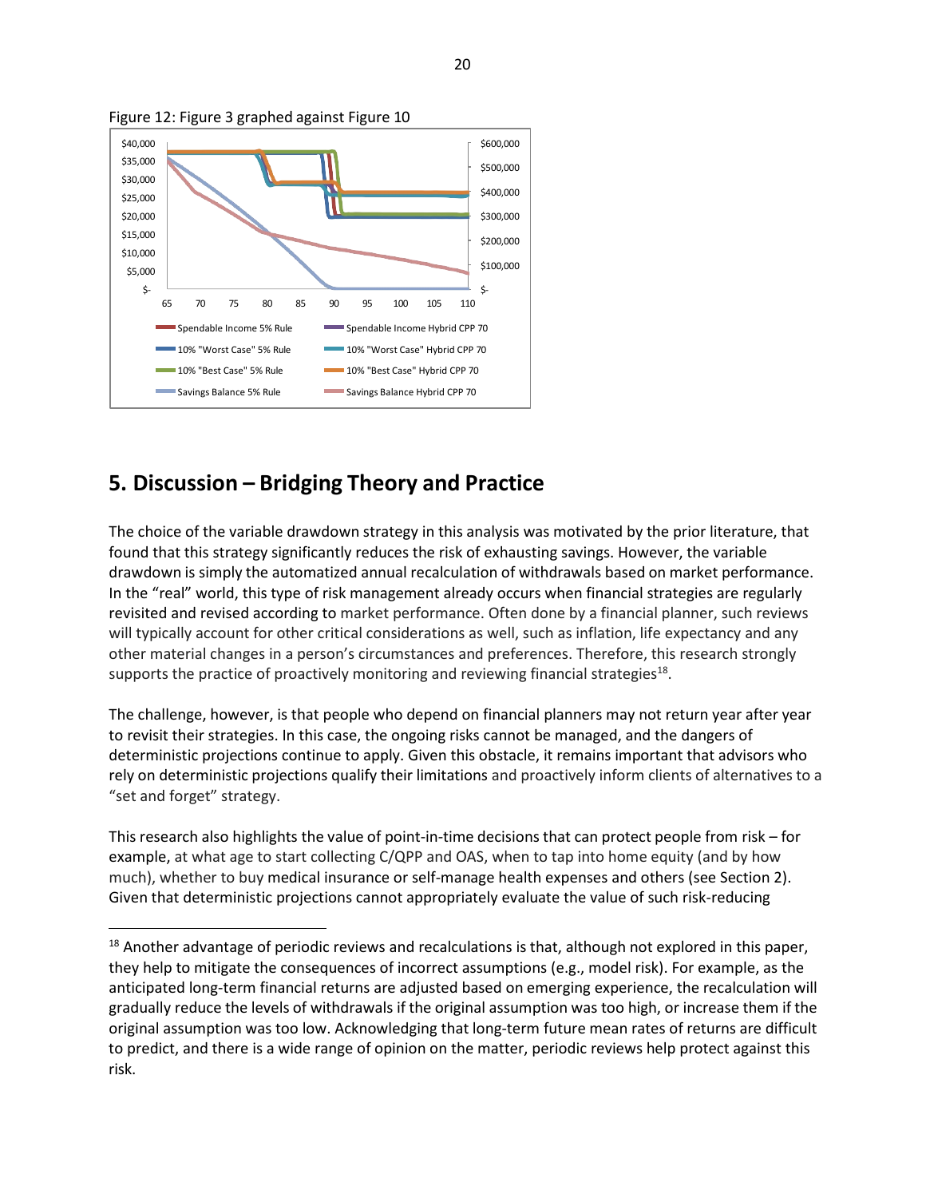Figure 12: Figure 3 graphed against Figure 10

## 5. Discussion – Bridging Theory and Practice

The choice of the variable drawdown strategy in this analysis was motivated by the prior literature, that found that this strategy significantly reduces the risk of exhausting savings. However, the variable drawdown is simply the automatized annual recalculation of withdrawals based on market performance. In the "real" world, this type of risk management already occurs when financial strategies are regularly revisited and revised according to market performance. Often done by a financial planner, such reviews will typically account for other critical considerations as well, such as inflation, life expectancy and any other material changes in a person's circumstances and preferences. Therefore, this research strongly supports the practice of proactively monitoring and reviewing financial strategies[18].

The challenge, however, is that people who depend on financial planners may not return year after year to revisit their strategies. In this case, the ongoing risks cannot be managed, and the dangers of deterministic projections continue to apply. Given this obstacle, it remains important that advisors who rely on deterministic projections qualify their limitations and proactively inform clients of alternatives to a "set and forget" strategy.

This research also highlights the value of point-in-time decisions that can protect people from risk – for example, at what age to start collecting C/QPP and OAS, when to tap into home equity (and by how much), whether to buy medical insurance or self-manage health expenses and others (see Section 2). Given that deterministic projections cannot appropriately evaluate the value of such risk-reducing

[18] Another advantage of periodic reviews and recalculations is that, although not explored in this paper, they help to mitigate the consequences of incorrect assumptions (e.g., model risk). For example, as the anticipated long-term financial returns are adjusted based on emerging experience, the recalculation will gradually reduce the levels of withdrawals if the original assumption was too high, or increase them if the original assumption was too low. Acknowledging that long-term future mean rates of returns are difficult to predict, and there is a wide range of opinion on the matter, periodic reviews help protect against this risk.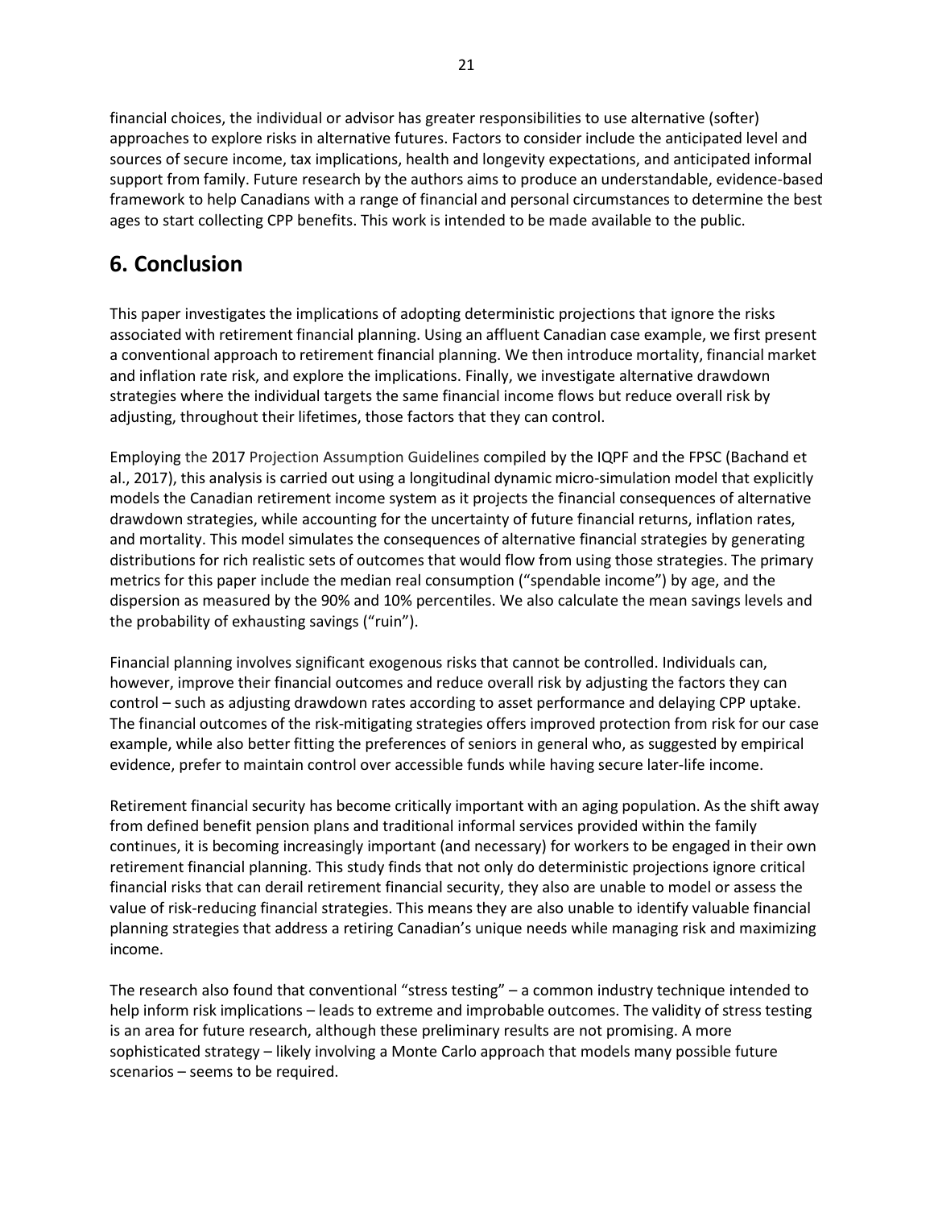financial choices, the individual or advisor has greater responsibilities to use alternative (softer) approaches to explore risks in alternative futures. Factors to consider include the anticipated level and sources of secure income, tax implications, health and longevity expectations, and anticipated informal support from family. Future research by the authors aims to produce an understandable, evidence-based framework to help Canadians with a range of financial and personal circumstances to determine the best ages to start collecting CPP benefits. This work is intended to be made available to the public.

# 6. Conclusion

This paper investigates the implications of adopting deterministic projections that ignore the risks associated with retirement financial planning. Using an affluent Canadian case example, we first present a conventional approach to retirement financial planning. We then introduce mortality, financial market and inflation rate risk, and explore the implications. Finally, we investigate alternative drawdown strategies where the individual targets the same financial income flows but reduce overall risk by adjusting, throughout their lifetimes, those factors that they can control.

Employing the 2017 Projection Assumption Guidelines compiled by the IQPF and the FPSC (Bachand et al., 2017), this analysis is carried out using a longitudinal dynamic micro-simulation model that explicitly models the Canadian retirement income system as it projects the financial consequences of alternative drawdown strategies, while accounting for the uncertainty of future financial returns, inflation rates, and mortality. This model simulates the consequences of alternative financial strategies by generating distributions for rich realistic sets of outcomes that would flow from using those strategies. The primary metrics for this paper include the median real consumption ("spendable income") by age, and the dispersion as measured by the 90% and 10% percentiles. We also calculate the mean savings levels and the probability of exhausting savings ("ruin").

Financial planning involves significant exogenous risks that cannot be controlled. Individuals can, however, improve their financial outcomes and reduce overall risk by adjusting the factors they can control – such as adjusting drawdown rates according to asset performance and delaying CPP uptake. The financial outcomes of the risk-mitigating strategies offers improved protection from risk for our case example, while also better fitting the preferences of seniors in general who, as suggested by empirical evidence, prefer to maintain control over accessible funds while having secure later-life income.

Retirement financial security has become critically important with an aging population. As the shift away from defined benefit pension plans and traditional informal services provided within the family continues, it is becoming increasingly important (and necessary) for workers to be engaged in their own retirement financial planning. This study finds that not only do deterministic projections ignore critical financial risks that can derail retirement financial security, they also are unable to model or assess the value of risk-reducing financial strategies. This means they are also unable to identify valuable financial planning strategies that address a retiring Canadian's unique needs while managing risk and maximizing income.

The research also found that conventional "stress testing" – a common industry technique intended to help inform risk implications – leads to extreme and improbable outcomes. The validity of stress testing is an area for future research, although these preliminary results are not promising. A more sophisticated strategy – likely involving a Monte Carlo approach that models many possible future scenarios – seems to be required.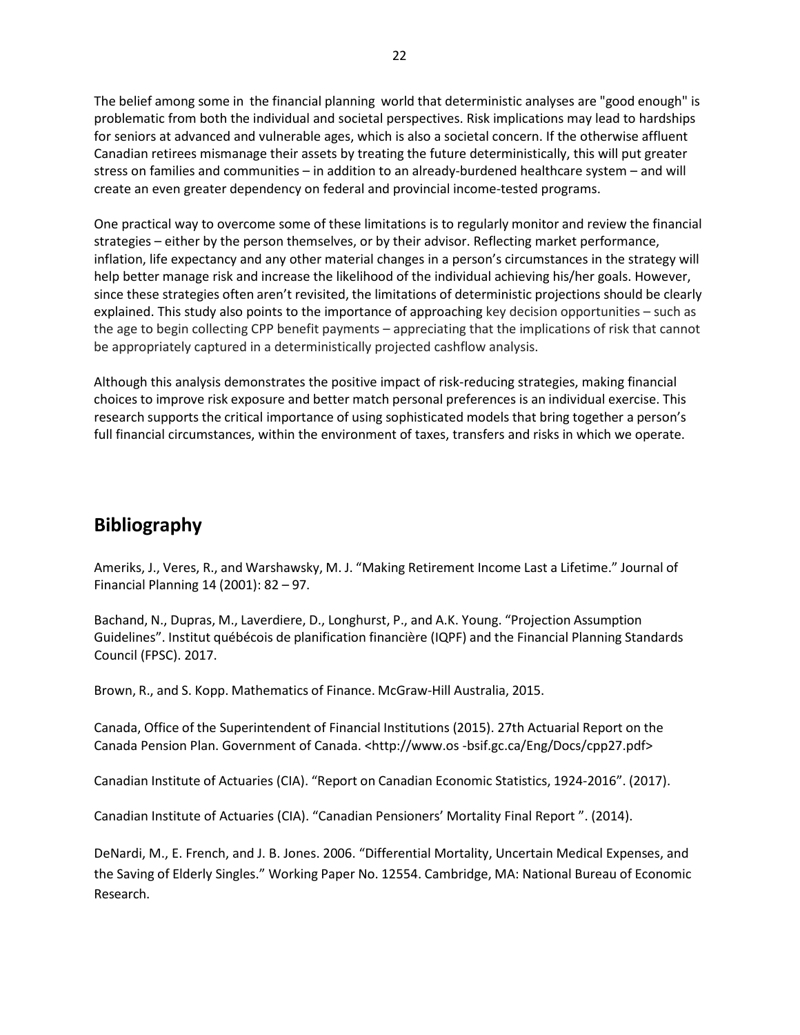The belief among some in the financial planning world that deterministic analyses are "good enough" is problematic from both the individual and societal perspectives. Risk implications may lead to hardships for seniors at advanced and vulnerable ages, which is also a societal concern. If the otherwise affluent Canadian retirees mismanage their assets by treating the future deterministically, this will put greater stress on families and communities – in addition to an already-burdened healthcare system – and will create an even greater dependency on federal and provincial income-tested programs.

One practical way to overcome some of these limitations is to regularly monitor and review the financial strategies – either by the person themselves, or by their advisor. Reflecting market performance, inflation, life expectancy and any other material changes in a person's circumstances in the strategy will help better manage risk and increase the likelihood of the individual achieving his/her goals. However, since these strategies often aren't revisited, the limitations of deterministic projections should be clearly explained. This study also points to the importance of approaching key decision opportunities – such as the age to begin collecting CPP benefit payments – appreciating that the implications of risk that cannot be appropriately captured in a deterministically projected cashflow analysis.

Although this analysis demonstrates the positive impact of risk-reducing strategies, making financial choices to improve risk exposure and better match personal preferences is an individual exercise. This research supports the critical importance of using sophisticated models that bring together a person's full financial circumstances, within the environment of taxes, transfers and risks in which we operate.

## Bibliography

Ameriks, J., Veres, R., and Warshawsky, M. J. "Making Retirement Income Last a Lifetime." Journal of Financial Planning 14 (2001): 82 – 97.

Bachand, N., Dupras, M., Laverdiere, D., Longhurst, P., and A.K. Young. "Projection Assumption Guidelines". Institut québécois de planification financière (IQPF) and the Financial Planning Standards Council (FPSC). 2017.

Brown, R., and S. Kopp. Mathematics of Finance. McGraw-Hill Australia, 2015.

Canada, Office of the Superintendent of Financial Institutions (2015). 27th Actuarial Report on the Canada Pension Plan. Government of Canada. <http://www.os -bsif.gc.ca/Eng/Docs/cpp27.pdf>

Canadian Institute of Actuaries (CIA). "Report on Canadian Economic Statistics, 1924-2016". (2017).

Canadian Institute of Actuaries (CIA). "Canadian Pensioners' Mortality Final Report ". (2014).

DeNardi, M., E. French, and J. B. Jones. 2006. "Differential Mortality, Uncertain Medical Expenses, and the Saving of Elderly Singles." Working Paper No. 12554. Cambridge, MA: National Bureau of Economic Research.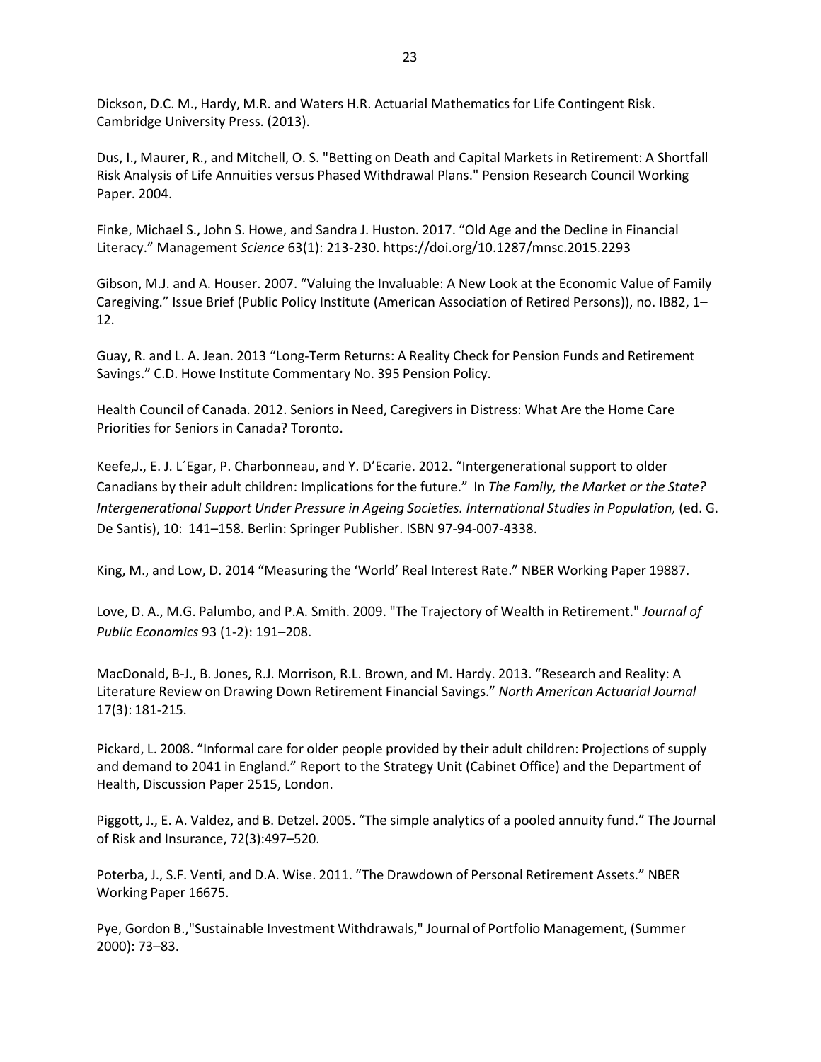Dickson, D.C. M., Hardy, M.R. and Waters H.R. Actuarial Mathematics for Life Contingent Risk. Cambridge University Press. (2013).

Dus, I., Maurer, R., and Mitchell, O. S. "Betting on Death and Capital Markets in Retirement: A Shortfall Risk Analysis of Life Annuities versus Phased Withdrawal Plans." Pension Research Council Working Paper. 2004.

Finke, Michael S., John S. Howe, and Sandra J. Huston. 2017. "Old Age and the Decline in Financial Literacy." Management *Science* 63(1): 213-230. https://doi.org/10.1287/mnsc.2015.2293

Gibson, M.J. and A. Houser. 2007. "Valuing the Invaluable: A New Look at the Economic Value of Family Caregiving." Issue Brief (Public Policy Institute (American Association of Retired Persons)), no. IB82, 1–12.

Guay, R. and L. A. Jean. 2013 "Long-Term Returns: A Reality Check for Pension Funds and Retirement Savings." C.D. Howe Institute Commentary No. 395 Pension Policy.

Health Council of Canada. 2012. Seniors in Need, Caregivers in Distress: What Are the Home Care Priorities for Seniors in Canada? Toronto.

Keefe,J., E. J. L´Egar, P. Charbonneau, and Y. D'Ecarie. 2012. "Intergenerational support to older Canadians by their adult children: Implications for the future." In *The Family, the Market or the State? Intergenerational Support Under Pressure in Ageing Societies. International Studies in Population,* (ed. G. De Santis), 10: 141–158. Berlin: Springer Publisher. ISBN 97-94-007-4338.

King, M., and Low, D. 2014 "Measuring the 'World' Real Interest Rate." NBER Working Paper 19887.

Love, D. A., M.G. Palumbo, and P.A. Smith. 2009. "The Trajectory of Wealth in Retirement." *Journal of Public Economics* 93 (1-2): 191–208.

MacDonald, B-J., B. Jones, R.J. Morrison, R.L. Brown, and M. Hardy. 2013. "Research and Reality: A Literature Review on Drawing Down Retirement Financial Savings." *North American Actuarial Journal* 17(3): 181-215.

Pickard, L. 2008. "Informal care for older people provided by their adult children: Projections of supply and demand to 2041 in England." Report to the Strategy Unit (Cabinet Office) and the Department of Health, Discussion Paper 2515, London.

Piggott, J., E. A. Valdez, and B. Detzel. 2005. "The simple analytics of a pooled annuity fund." The Journal of Risk and Insurance, 72(3):497–520.

Poterba, J., S.F. Venti, and D.A. Wise. 2011. "The Drawdown of Personal Retirement Assets." NBER Working Paper 16675.

Pye, Gordon B.,"Sustainable Investment Withdrawals," Journal of Portfolio Management, (Summer 2000): 73–83.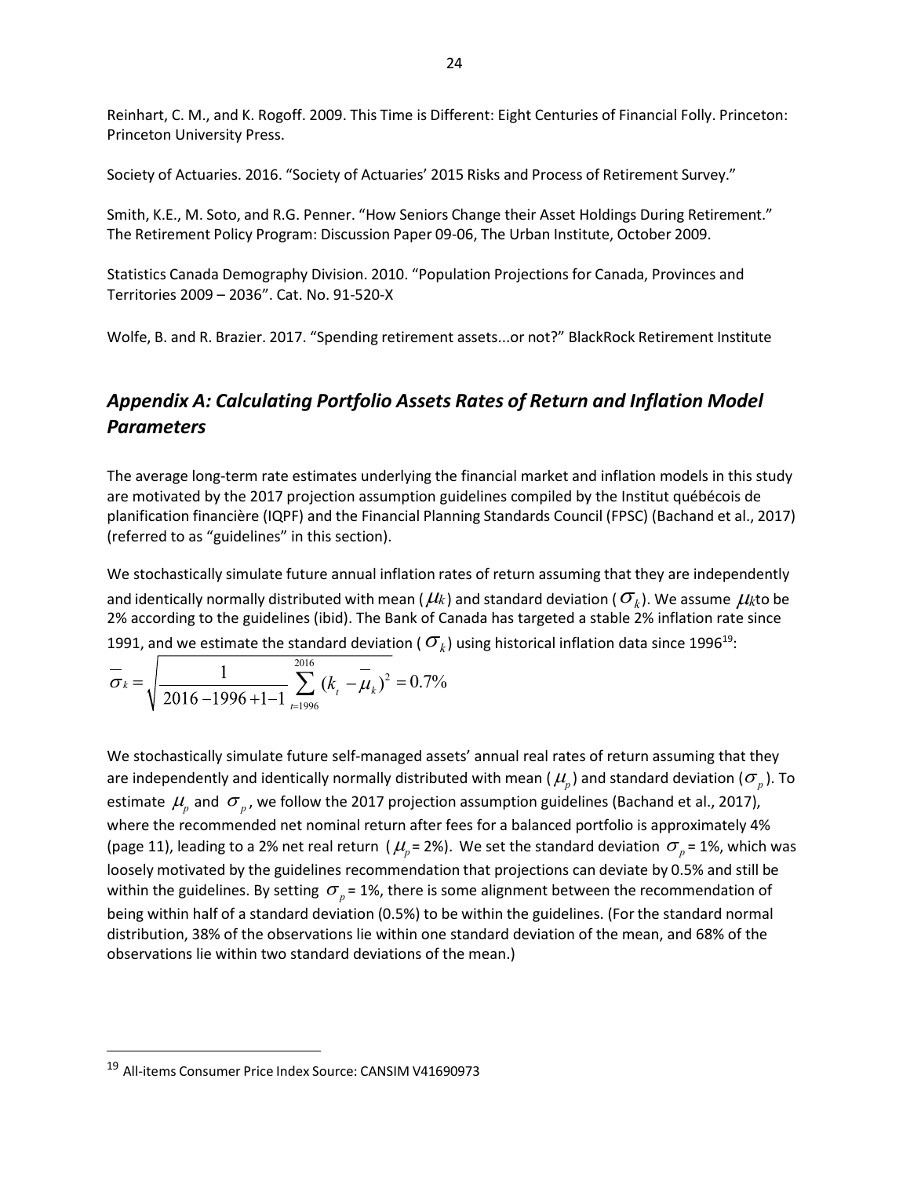Reinhart, C. M., and K. Rogoff. 2009. This Time is Different: Eight Centuries of Financial Folly. Princeton: Princeton University Press.

Society of Actuaries. 2016. "Society of Actuaries' 2015 Risks and Process of Retirement Survey."

Smith, K.E., M. Soto, and R.G. Penner. "How Seniors Change their Asset Holdings During Retirement." The Retirement Policy Program: Discussion Paper 09-06, The Urban Institute, October 2009.

Statistics Canada Demography Division. 2010. "Population Projections for Canada, Provinces and Territories 2009 – 2036". Cat. No. 91-520-X

Wolfe, B. and R. Brazier. 2017. "Spending retirement assets...or not?" BlackRock Retirement Institute

## *Appendix A: Calculating Portfolio Assets Rates of Return and Inflation Model Parameters*

The average long-term rate estimates underlying the financial market and inflation models in this study are motivated by the 2017 projection assumption guidelines compiled by the Institut québécois de planification financière (IQPF) and the Financial Planning Standards Council (FPSC) (Bachand et al., 2017) (referred to as "guidelines" in this section).

We stochastically simulate future annual inflation rates of return assuming that they are independently and identically normally distributed with mean ($\mu_k$) and standard deviation ($\sigma_k$). We assume $\mu_k$ to be 2% according to the guidelines (ibid). The Bank of Canada has targeted a stable 2% inflation rate since 1991, and we estimate the standard deviation ($\sigma_k$) using historical inflation data since 1996[19]:

$$\overline{\sigma}_k = \sqrt{\frac{1}{2016-1996+1-1}\sum_{t=1996}^{2016}(k_t - \overline{\mu}_k)^2} = 0.7\%$$

We stochastically simulate future self-managed assets' annual real rates of return assuming that they are independently and identically normally distributed with mean ($\mu_p$) and standard deviation ($\sigma_p$). To estimate $\mu_p$ and $\sigma_p$, we follow the 2017 projection assumption guidelines (Bachand et al., 2017), where the recommended net nominal return after fees for a balanced portfolio is approximately 4% (page 11), leading to a 2% net real return ($\mu_p$ = 2%). We set the standard deviation $\sigma_p$ = 1%, which was loosely motivated by the guidelines recommendation that projections can deviate by 0.5% and still be within the guidelines. By setting $\sigma_p$ = 1%, there is some alignment between the recommendation of being within half of a standard deviation (0.5%) to be within the guidelines. (For the standard normal distribution, 38% of the observations lie within one standard deviation of the mean, and 68% of the observations lie within two standard deviations of the mean.)

[19] All-items Consumer Price Index Source: CANSIM V41690973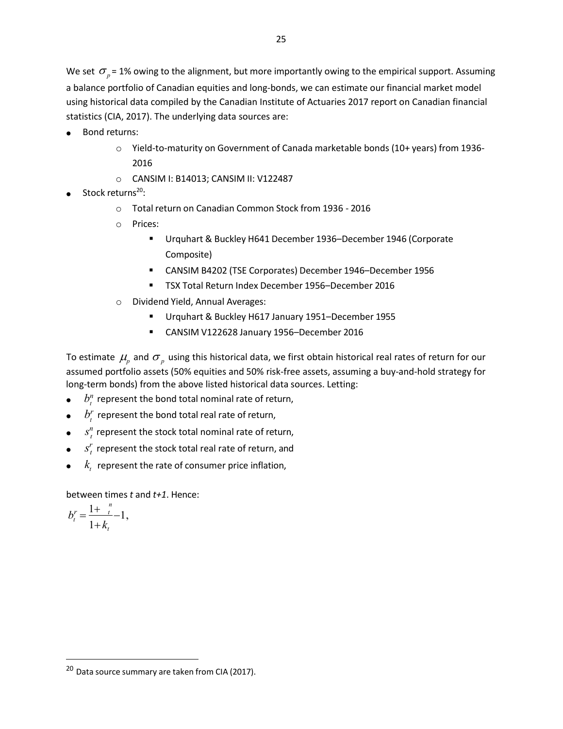We set $\sigma_p$ = 1% owing to the alignment, but more importantly owing to the empirical support. Assuming a balance portfolio of Canadian equities and long-bonds, we can estimate our financial market model using historical data compiled by the Canadian Institute of Actuaries 2017 report on Canadian financial statistics (CIA, 2017). The underlying data sources are:

- Bond returns:
  - Yield-to-maturity on Government of Canada marketable bonds (10+ years) from 1936-2016
  - CANSIM I: B14013; CANSIM II: V122487
- Stock returns[20]:
  - Total return on Canadian Common Stock from 1936 - 2016
  - Prices:
    - Urquhart & Buckley H641 December 1936–December 1946 (Corporate Composite)
    - CANSIM B4202 (TSE Corporates) December 1946–December 1956
    - TSX Total Return Index December 1956–December 2016
  - Dividend Yield, Annual Averages:
    - Urquhart & Buckley H617 January 1951–December 1955
    - CANSIM V122628 January 1956–December 2016

To estimate $\mu_p$ and $\sigma_p$ using this historical data, we first obtain historical real rates of return for our assumed portfolio assets (50% equities and 50% risk-free assets, assuming a buy-and-hold strategy for long-term bonds) from the above listed historical data sources. Letting:

- $b_t^n$ represent the bond total nominal rate of return,
- $b_t^r$ represent the bond total real rate of return,
- $s_t^n$ represent the stock total nominal rate of return,
- $s_t^r$ represent the stock total real rate of return, and
- $k_t$ represent the rate of consumer price inflation,

between times *t* and *t+1*. Hence:

$$b_t^r = \frac{1+\ _t^n}{1+k_t} - 1,$$

[20] Data source summary are taken from CIA (2017).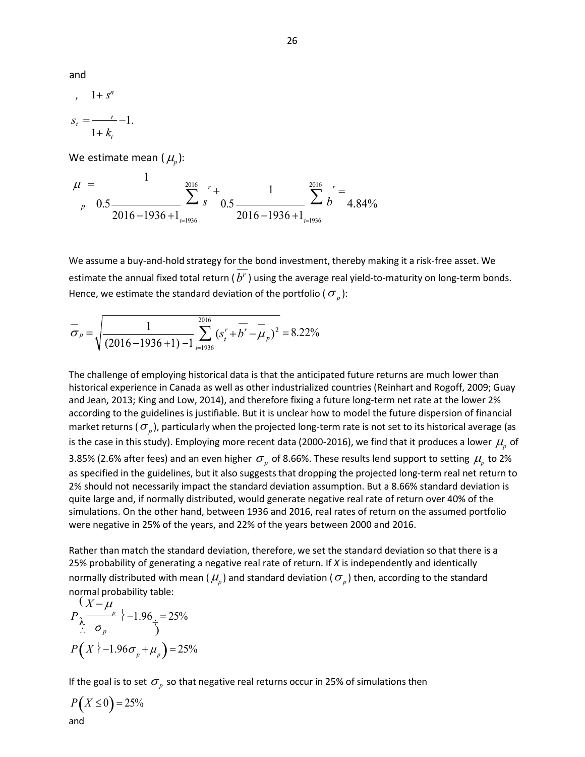and

$$s_t^r = \frac{1 + s_t^n}{1 + k_t} - 1.$$

We estimate mean ($\mu_p$):

$$\mu_p = 0.5 \frac{1}{2016 - 1936 + 1} \sum_{t=1936}^{2016} s^r + 0.5 \frac{1}{2016 - 1936 + 1} \sum_{t=1936}^{2016} b^r = 4.84\%$$

We assume a buy-and-hold strategy for the bond investment, thereby making it a risk-free asset. We estimate the annual fixed total return ($\overline{b^r}$) using the average real yield-to-maturity on long-term bonds. Hence, we estimate the standard deviation of the portfolio ($\sigma_p$):

$$\overline{\sigma}_p = \sqrt{\frac{1}{(2016 - 1936 + 1) - 1} \sum_{t=1936}^{2016} (s_t^r + \overline{b^r} - \overline{\mu}_p)^2} = 8.22\%$$

The challenge of employing historical data is that the anticipated future returns are much lower than historical experience in Canada as well as other industrialized countries (Reinhart and Rogoff, 2009; Guay and Jean, 2013; King and Low, 2014), and therefore fixing a future long-term net rate at the lower 2% according to the guidelines is justifiable. But it is unclear how to model the future dispersion of financial market returns ($\sigma_p$), particularly when the projected long-term rate is not set to its historical average (as is the case in this study). Employing more recent data (2000-2016), we find that it produces a lower $\mu_p$ of 3.85% (2.6% after fees) and an even higher $\sigma_p$ of 8.66%. These results lend support to setting $\mu_p$ to 2% as specified in the guidelines, but it also suggests that dropping the projected long-term real net return to 2% should not necessarily impact the standard deviation assumption. But a 8.66% standard deviation is quite large and, if normally distributed, would generate negative real rate of return over 40% of the simulations. On the other hand, between 1936 and 2016, real rates of return on the assumed portfolio were negative in 25% of the years, and 22% of the years between 2000 and 2016.

Rather than match the standard deviation, therefore, we set the standard deviation so that there is a 25% probability of generating a negative real rate of return. If *X* is independently and identically normally distributed with mean ($\mu_p$) and standard deviation ($\sigma_p$) then, according to the standard normal probability table:

$$P\left(\frac{X - \mu_p}{\sigma_p} \leq -1.96\right) = 25\%$$

$$P\left(X \leq -1.96\sigma_p + \mu_p\right) = 25\%$$

If the goal is to set $\sigma_p$ so that negative real returns occur in 25% of simulations then

$$P\left(X \leq 0\right) = 25\%$$

and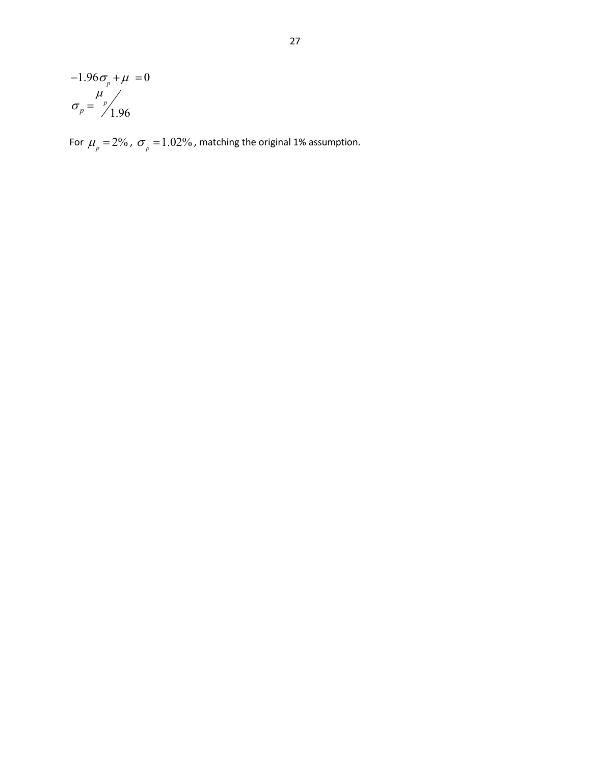$$-1.96\sigma_p + \mu \ = 0$$

$$\sigma_p = \mu_p / 1.96$$

For $\mu_p = 2\%$, $\sigma_p = 1.02\%$, matching the original 1% assumption.